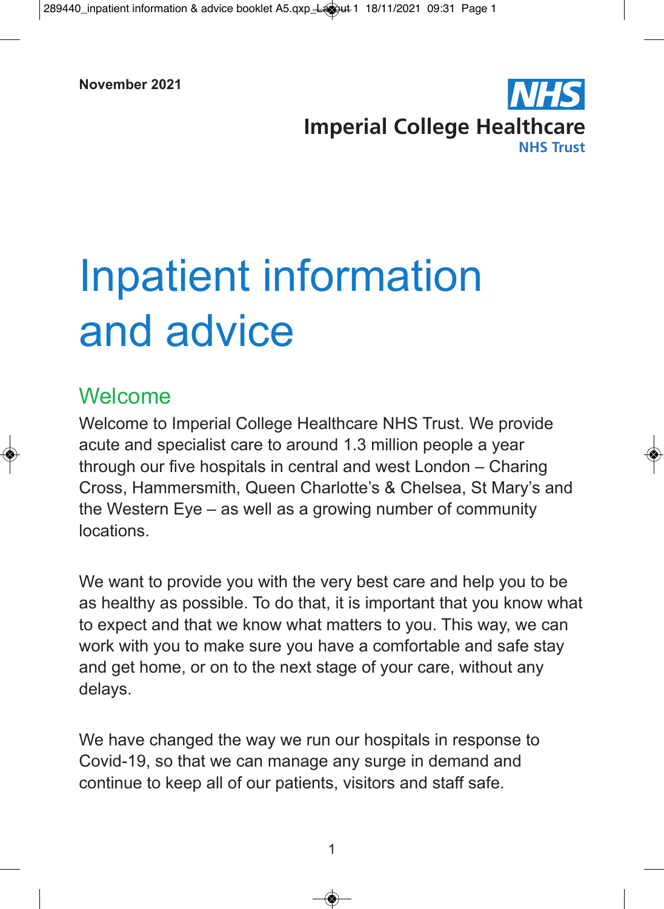November 2021

**Imperial College Healthcare**
**NHS Trust**

# Inpatient information and advice

## Welcome

Welcome to Imperial College Healthcare NHS Trust. We provide acute and specialist care to around 1.3 million people a year through our five hospitals in central and west London – Charing Cross, Hammersmith, Queen Charlotte's & Chelsea, St Mary's and the Western Eye – as well as a growing number of community locations.

We want to provide you with the very best care and help you to be as healthy as possible. To do that, it is important that you know what to expect and that we know what matters to you. This way, we can work with you to make sure you have a comfortable and safe stay and get home, or on to the next stage of your care, without any delays.

We have changed the way we run our hospitals in response to Covid-19, so that we can manage any surge in demand and continue to keep all of our patients, visitors and staff safe.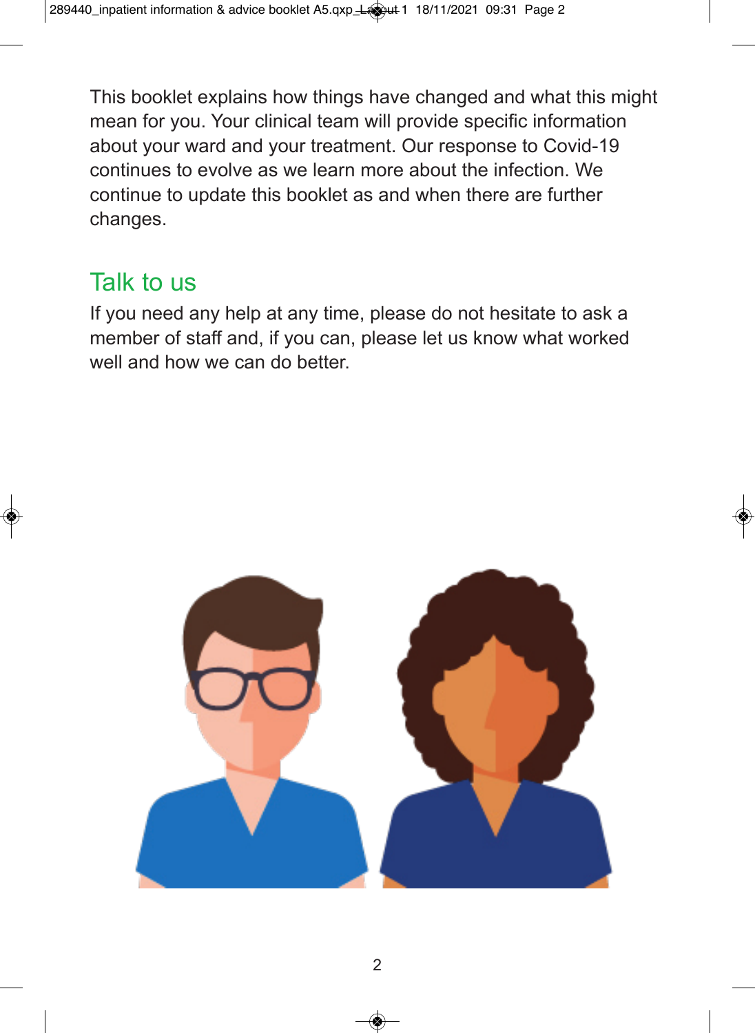This booklet explains how things have changed and what this might mean for you. Your clinical team will provide specific information about your ward and your treatment. Our response to Covid-19 continues to evolve as we learn more about the infection. We continue to update this booklet as and when there are further changes.

## Talk to us

If you need any help at any time, please do not hesitate to ask a member of staff and, if you can, please let us know what worked well and how we can do better.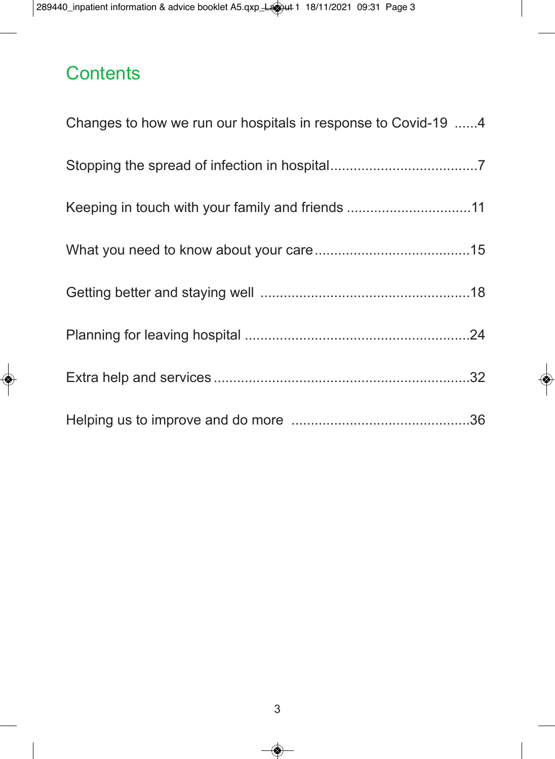## Contents

Changes to how we run our hospitals in response to Covid-19 ......4

Stopping the spread of infection in hospital......................................7

Keeping in touch with your family and friends ................................11

What you need to know about your care........................................15

Getting better and staying well .....................................................18

Planning for leaving hospital .........................................................24

Extra help and services .................................................................32

Helping us to improve and do more ..............................................36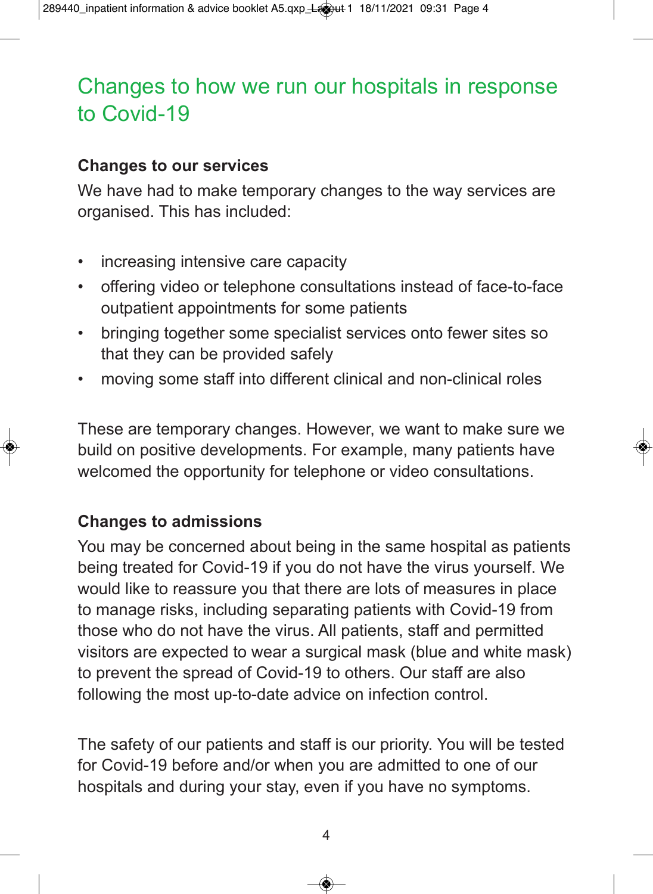# Changes to how we run our hospitals in response to Covid-19

### Changes to our services

We have had to make temporary changes to the way services are organised. This has included:

- increasing intensive care capacity
- offering video or telephone consultations instead of face-to-face outpatient appointments for some patients
- bringing together some specialist services onto fewer sites so that they can be provided safely
- moving some staff into different clinical and non-clinical roles

These are temporary changes. However, we want to make sure we build on positive developments. For example, many patients have welcomed the opportunity for telephone or video consultations.

### Changes to admissions

You may be concerned about being in the same hospital as patients being treated for Covid-19 if you do not have the virus yourself. We would like to reassure you that there are lots of measures in place to manage risks, including separating patients with Covid-19 from those who do not have the virus. All patients, staff and permitted visitors are expected to wear a surgical mask (blue and white mask) to prevent the spread of Covid-19 to others. Our staff are also following the most up-to-date advice on infection control.

The safety of our patients and staff is our priority. You will be tested for Covid-19 before and/or when you are admitted to one of our hospitals and during your stay, even if you have no symptoms.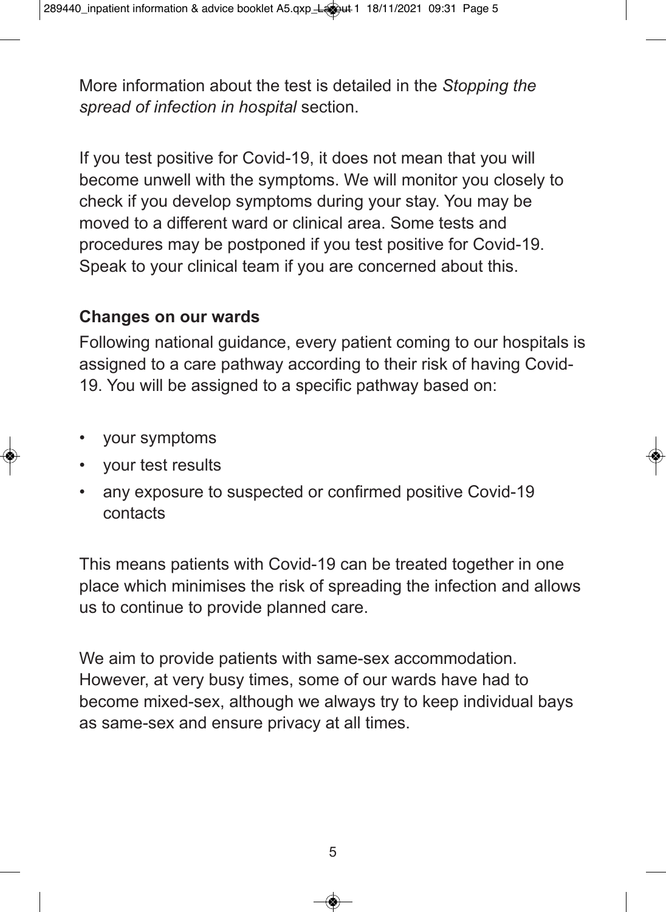More information about the test is detailed in the *Stopping the spread of infection in hospital* section.

If you test positive for Covid-19, it does not mean that you will become unwell with the symptoms. We will monitor you closely to check if you develop symptoms during your stay. You may be moved to a different ward or clinical area. Some tests and procedures may be postponed if you test positive for Covid-19. Speak to your clinical team if you are concerned about this.

**Changes on our wards**

Following national guidance, every patient coming to our hospitals is assigned to a care pathway according to their risk of having Covid-19. You will be assigned to a specific pathway based on:

- your symptoms
- your test results
- any exposure to suspected or confirmed positive Covid-19 contacts

This means patients with Covid-19 can be treated together in one place which minimises the risk of spreading the infection and allows us to continue to provide planned care.

We aim to provide patients with same-sex accommodation. However, at very busy times, some of our wards have had to become mixed-sex, although we always try to keep individual bays as same-sex and ensure privacy at all times.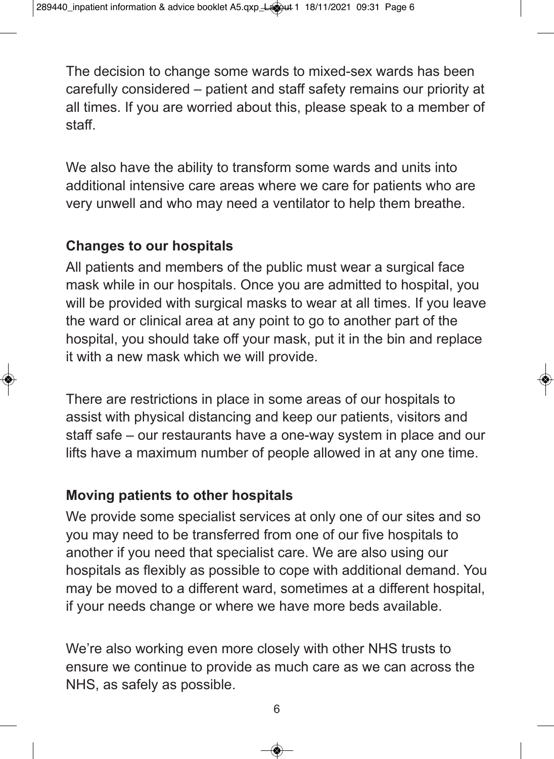The decision to change some wards to mixed-sex wards has been carefully considered – patient and staff safety remains our priority at all times. If you are worried about this, please speak to a member of staff.

We also have the ability to transform some wards and units into additional intensive care areas where we care for patients who are very unwell and who may need a ventilator to help them breathe.

**Changes to our hospitals**

All patients and members of the public must wear a surgical face mask while in our hospitals. Once you are admitted to hospital, you will be provided with surgical masks to wear at all times. If you leave the ward or clinical area at any point to go to another part of the hospital, you should take off your mask, put it in the bin and replace it with a new mask which we will provide.

There are restrictions in place in some areas of our hospitals to assist with physical distancing and keep our patients, visitors and staff safe – our restaurants have a one-way system in place and our lifts have a maximum number of people allowed in at any one time.

**Moving patients to other hospitals**

We provide some specialist services at only one of our sites and so you may need to be transferred from one of our five hospitals to another if you need that specialist care. We are also using our hospitals as flexibly as possible to cope with additional demand. You may be moved to a different ward, sometimes at a different hospital, if your needs change or where we have more beds available.

We're also working even more closely with other NHS trusts to ensure we continue to provide as much care as we can across the NHS, as safely as possible.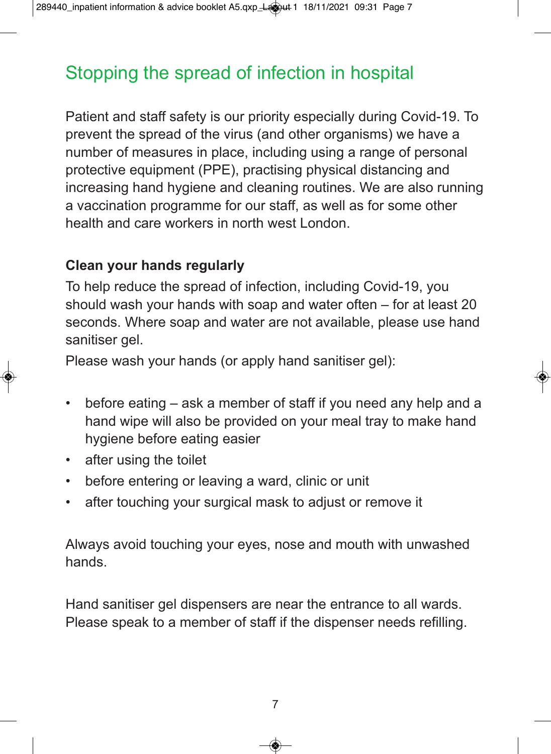# Stopping the spread of infection in hospital

Patient and staff safety is our priority especially during Covid-19. To prevent the spread of the virus (and other organisms) we have a number of measures in place, including using a range of personal protective equipment (PPE), practising physical distancing and increasing hand hygiene and cleaning routines. We are also running a vaccination programme for our staff, as well as for some other health and care workers in north west London.

**Clean your hands regularly**

To help reduce the spread of infection, including Covid-19, you should wash your hands with soap and water often – for at least 20 seconds. Where soap and water are not available, please use hand sanitiser gel.

Please wash your hands (or apply hand sanitiser gel):

- before eating – ask a member of staff if you need any help and a hand wipe will also be provided on your meal tray to make hand hygiene before eating easier
- after using the toilet
- before entering or leaving a ward, clinic or unit
- after touching your surgical mask to adjust or remove it

Always avoid touching your eyes, nose and mouth with unwashed hands.

Hand sanitiser gel dispensers are near the entrance to all wards. Please speak to a member of staff if the dispenser needs refilling.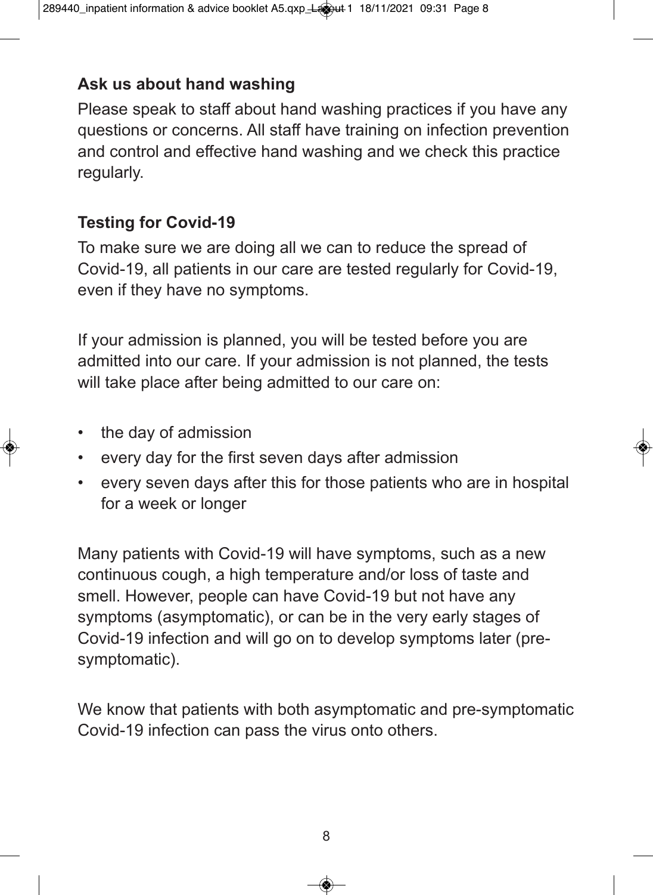## Ask us about hand washing

Please speak to staff about hand washing practices if you have any questions or concerns. All staff have training on infection prevention and control and effective hand washing and we check this practice regularly.

## Testing for Covid-19

To make sure we are doing all we can to reduce the spread of Covid-19, all patients in our care are tested regularly for Covid-19, even if they have no symptoms.

If your admission is planned, you will be tested before you are admitted into our care. If your admission is not planned, the tests will take place after being admitted to our care on:

- the day of admission
- every day for the first seven days after admission
- every seven days after this for those patients who are in hospital for a week or longer

Many patients with Covid-19 will have symptoms, such as a new continuous cough, a high temperature and/or loss of taste and smell. However, people can have Covid-19 but not have any symptoms (asymptomatic), or can be in the very early stages of Covid-19 infection and will go on to develop symptoms later (pre-symptomatic).

We know that patients with both asymptomatic and pre-symptomatic Covid-19 infection can pass the virus onto others.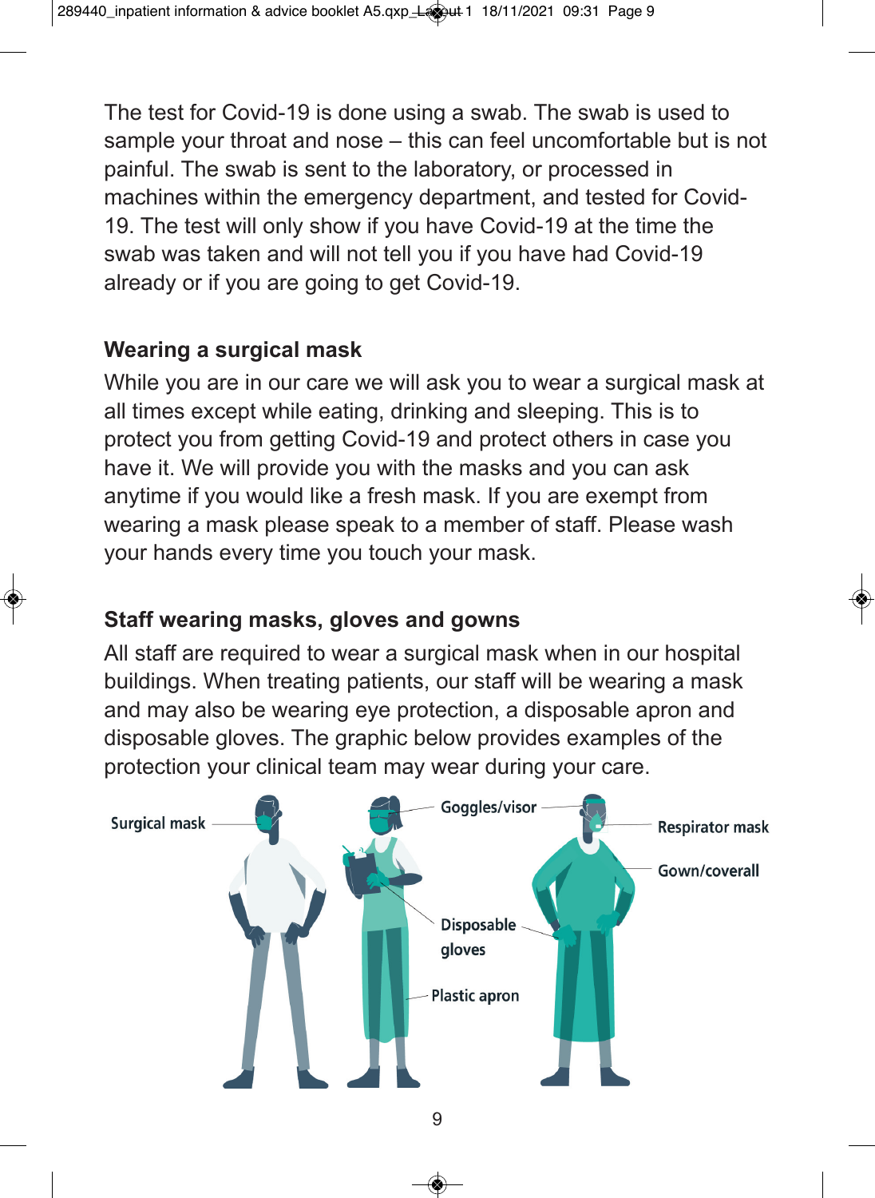The test for Covid-19 is done using a swab. The swab is used to sample your throat and nose – this can feel uncomfortable but is not painful. The swab is sent to the laboratory, or processed in machines within the emergency department, and tested for Covid-19. The test will only show if you have Covid-19 at the time the swab was taken and will not tell you if you have had Covid-19 already or if you are going to get Covid-19.

### Wearing a surgical mask

While you are in our care we will ask you to wear a surgical mask at all times except while eating, drinking and sleeping. This is to protect you from getting Covid-19 and protect others in case you have it. We will provide you with the masks and you can ask anytime if you would like a fresh mask. If you are exempt from wearing a mask please speak to a member of staff. Please wash your hands every time you touch your mask.

### Staff wearing masks, gloves and gowns

All staff are required to wear a surgical mask when in our hospital buildings. When treating patients, our staff will be wearing a mask and may also be wearing eye protection, a disposable apron and disposable gloves. The graphic below provides examples of the protection your clinical team may wear during your care.

Surgical mask

Goggles/visor

Respirator mask

Gown/coverall

Disposable gloves

Plastic apron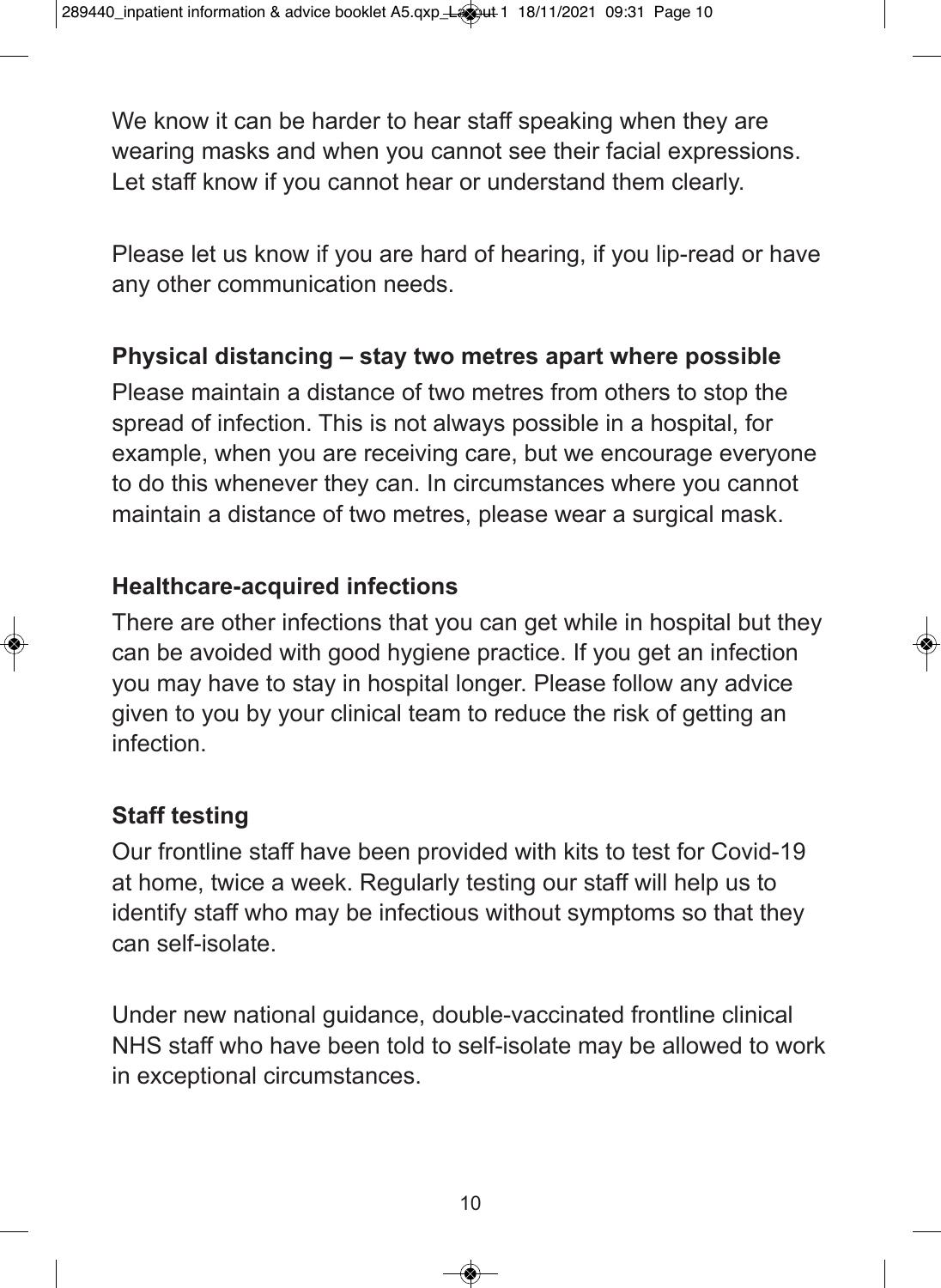We know it can be harder to hear staff speaking when they are wearing masks and when you cannot see their facial expressions. Let staff know if you cannot hear or understand them clearly.

Please let us know if you are hard of hearing, if you lip-read or have any other communication needs.

**Physical distancing – stay two metres apart where possible**

Please maintain a distance of two metres from others to stop the spread of infection. This is not always possible in a hospital, for example, when you are receiving care, but we encourage everyone to do this whenever they can. In circumstances where you cannot maintain a distance of two metres, please wear a surgical mask.

**Healthcare-acquired infections**

There are other infections that you can get while in hospital but they can be avoided with good hygiene practice. If you get an infection you may have to stay in hospital longer. Please follow any advice given to you by your clinical team to reduce the risk of getting an infection.

**Staff testing**

Our frontline staff have been provided with kits to test for Covid-19 at home, twice a week. Regularly testing our staff will help us to identify staff who may be infectious without symptoms so that they can self-isolate.

Under new national guidance, double-vaccinated frontline clinical NHS staff who have been told to self-isolate may be allowed to work in exceptional circumstances.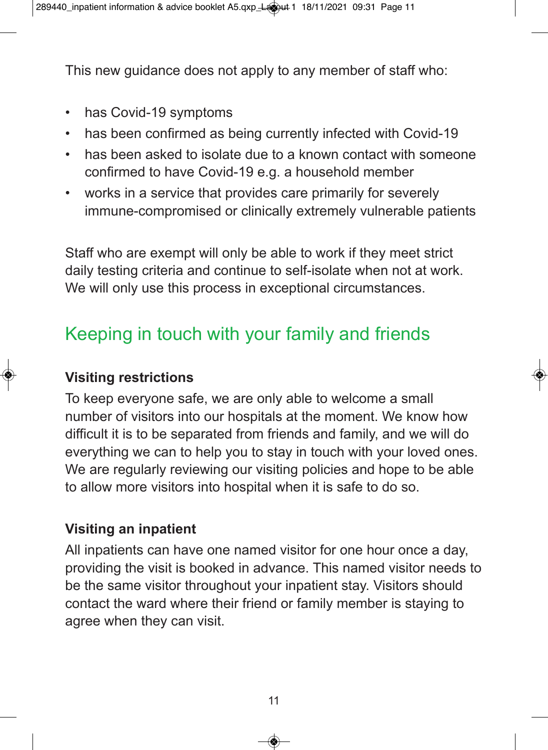This new guidance does not apply to any member of staff who:

- has Covid-19 symptoms
- has been confirmed as being currently infected with Covid-19
- has been asked to isolate due to a known contact with someone confirmed to have Covid-19 e.g. a household member
- works in a service that provides care primarily for severely immune-compromised or clinically extremely vulnerable patients

Staff who are exempt will only be able to work if they meet strict daily testing criteria and continue to self-isolate when not at work. We will only use this process in exceptional circumstances.

## Keeping in touch with your family and friends

### Visiting restrictions

To keep everyone safe, we are only able to welcome a small number of visitors into our hospitals at the moment. We know how difficult it is to be separated from friends and family, and we will do everything we can to help you to stay in touch with your loved ones. We are regularly reviewing our visiting policies and hope to be able to allow more visitors into hospital when it is safe to do so.

### Visiting an inpatient

All inpatients can have one named visitor for one hour once a day, providing the visit is booked in advance. This named visitor needs to be the same visitor throughout your inpatient stay. Visitors should contact the ward where their friend or family member is staying to agree when they can visit.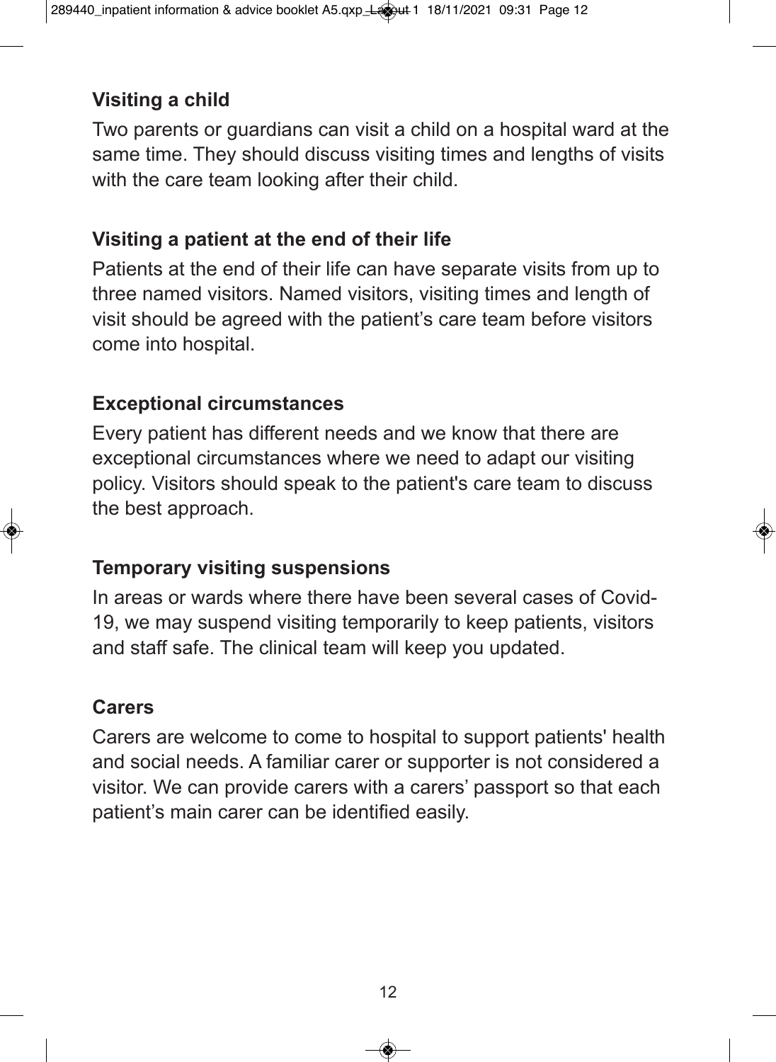### Visiting a child

Two parents or guardians can visit a child on a hospital ward at the same time. They should discuss visiting times and lengths of visits with the care team looking after their child.

### Visiting a patient at the end of their life

Patients at the end of their life can have separate visits from up to three named visitors. Named visitors, visiting times and length of visit should be agreed with the patient's care team before visitors come into hospital.

### Exceptional circumstances

Every patient has different needs and we know that there are exceptional circumstances where we need to adapt our visiting policy. Visitors should speak to the patient's care team to discuss the best approach.

### Temporary visiting suspensions

In areas or wards where there have been several cases of Covid-19, we may suspend visiting temporarily to keep patients, visitors and staff safe. The clinical team will keep you updated.

### Carers

Carers are welcome to come to hospital to support patients' health and social needs. A familiar carer or supporter is not considered a visitor. We can provide carers with a carers' passport so that each patient's main carer can be identified easily.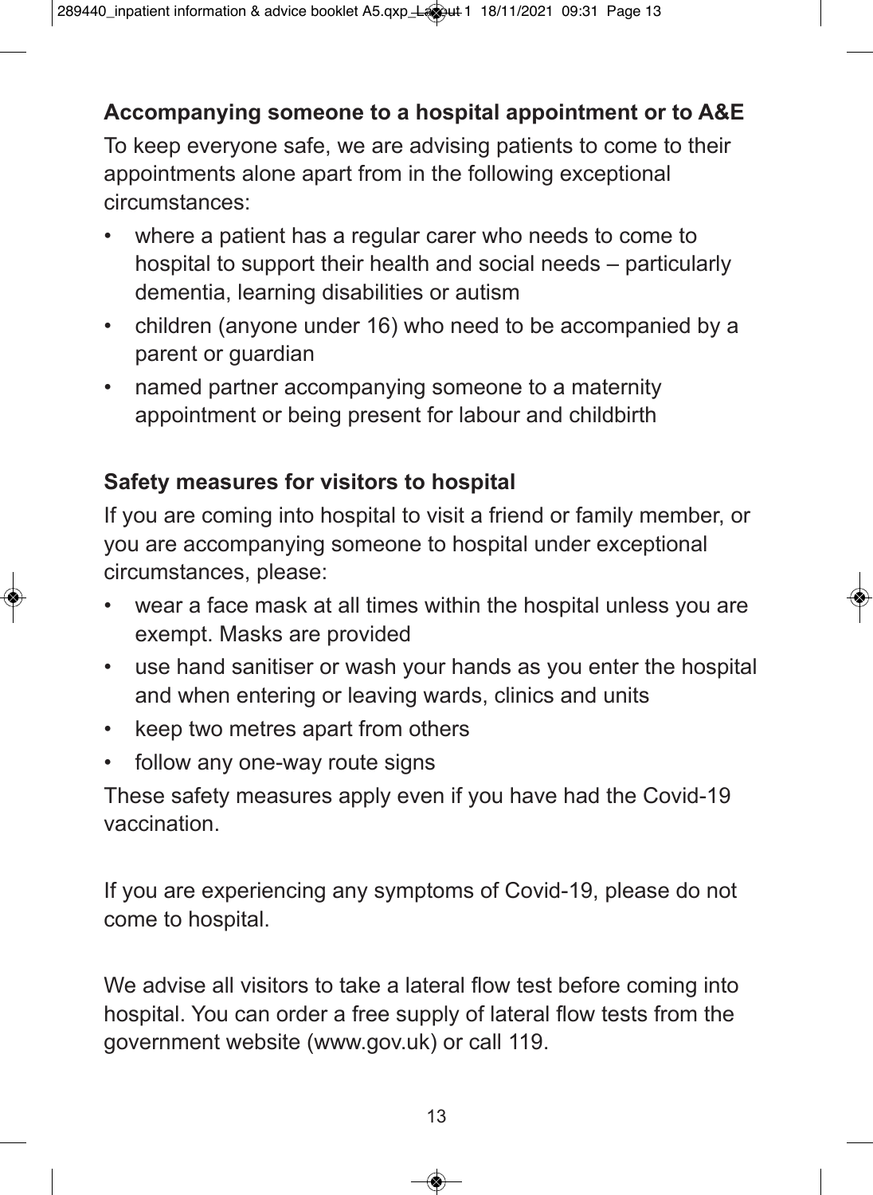## Accompanying someone to a hospital appointment or to A&E

To keep everyone safe, we are advising patients to come to their appointments alone apart from in the following exceptional circumstances:

- where a patient has a regular carer who needs to come to hospital to support their health and social needs – particularly dementia, learning disabilities or autism
- children (anyone under 16) who need to be accompanied by a parent or guardian
- named partner accompanying someone to a maternity appointment or being present for labour and childbirth

## Safety measures for visitors to hospital

If you are coming into hospital to visit a friend or family member, or you are accompanying someone to hospital under exceptional circumstances, please:

- wear a face mask at all times within the hospital unless you are exempt. Masks are provided
- use hand sanitiser or wash your hands as you enter the hospital and when entering or leaving wards, clinics and units
- keep two metres apart from others
- follow any one-way route signs

These safety measures apply even if you have had the Covid-19 vaccination.

If you are experiencing any symptoms of Covid-19, please do not come to hospital.

We advise all visitors to take a lateral flow test before coming into hospital. You can order a free supply of lateral flow tests from the government website (www.gov.uk) or call 119.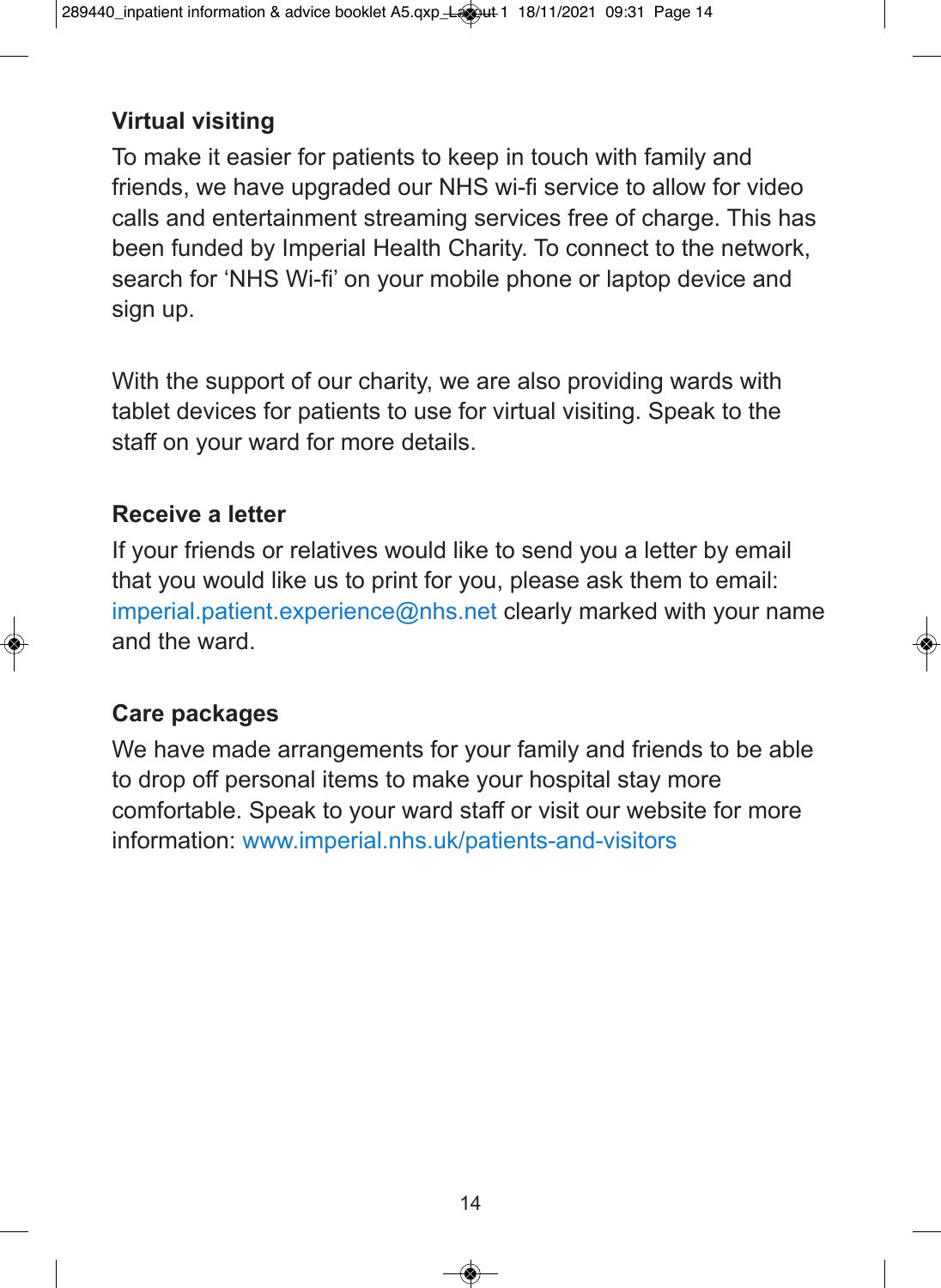### Virtual visiting

To make it easier for patients to keep in touch with family and friends, we have upgraded our NHS wi-fi service to allow for video calls and entertainment streaming services free of charge. This has been funded by Imperial Health Charity. To connect to the network, search for 'NHS Wi-fi' on your mobile phone or laptop device and sign up.

With the support of our charity, we are also providing wards with tablet devices for patients to use for virtual visiting. Speak to the staff on your ward for more details.

### Receive a letter

If your friends or relatives would like to send you a letter by email that you would like us to print for you, please ask them to email: imperial.patient.experience@nhs.net clearly marked with your name and the ward.

### Care packages

We have made arrangements for your family and friends to be able to drop off personal items to make your hospital stay more comfortable. Speak to your ward staff or visit our website for more information: www.imperial.nhs.uk/patients-and-visitors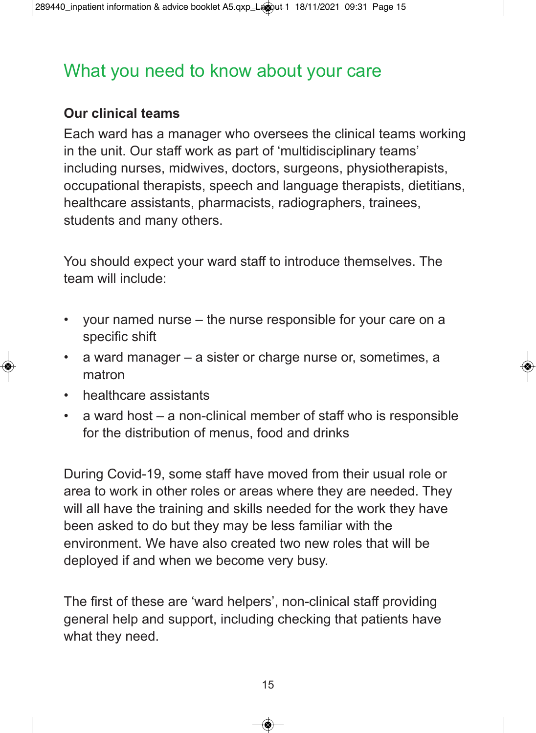## What you need to know about your care

### Our clinical teams

Each ward has a manager who oversees the clinical teams working in the unit. Our staff work as part of 'multidisciplinary teams' including nurses, midwives, doctors, surgeons, physiotherapists, occupational therapists, speech and language therapists, dietitians, healthcare assistants, pharmacists, radiographers, trainees, students and many others.

You should expect your ward staff to introduce themselves. The team will include:

- your named nurse – the nurse responsible for your care on a specific shift
- a ward manager – a sister or charge nurse or, sometimes, a matron
- healthcare assistants
- a ward host – a non-clinical member of staff who is responsible for the distribution of menus, food and drinks

During Covid-19, some staff have moved from their usual role or area to work in other roles or areas where they are needed. They will all have the training and skills needed for the work they have been asked to do but they may be less familiar with the environment. We have also created two new roles that will be deployed if and when we become very busy.

The first of these are 'ward helpers', non-clinical staff providing general help and support, including checking that patients have what they need.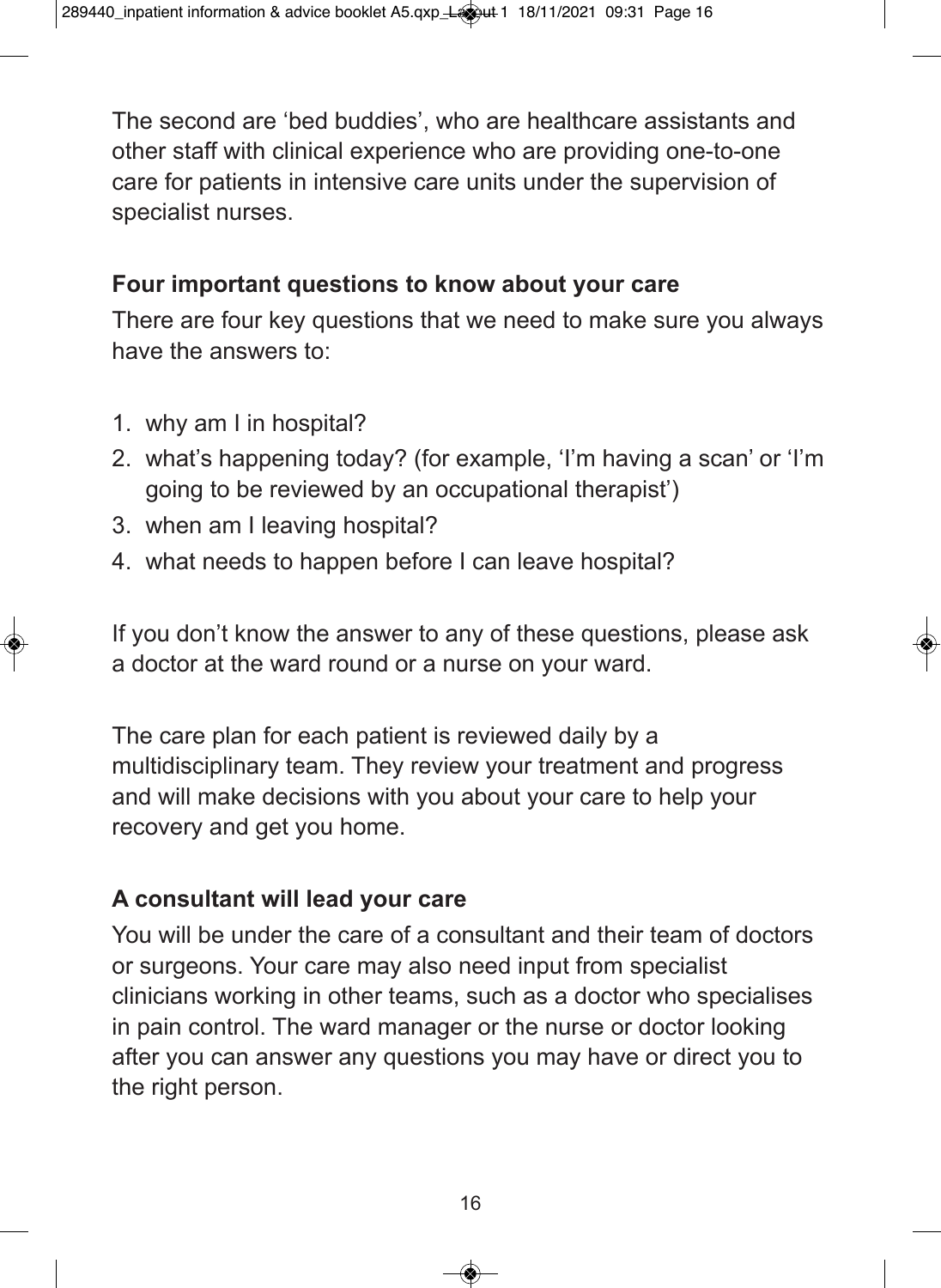The second are 'bed buddies', who are healthcare assistants and other staff with clinical experience who are providing one-to-one care for patients in intensive care units under the supervision of specialist nurses.

## Four important questions to know about your care

There are four key questions that we need to make sure you always have the answers to:

1. why am I in hospital?
2. what's happening today? (for example, 'I'm having a scan' or 'I'm going to be reviewed by an occupational therapist')
3. when am I leaving hospital?
4. what needs to happen before I can leave hospital?

If you don't know the answer to any of these questions, please ask a doctor at the ward round or a nurse on your ward.

The care plan for each patient is reviewed daily by a multidisciplinary team. They review your treatment and progress and will make decisions with you about your care to help your recovery and get you home.

## A consultant will lead your care

You will be under the care of a consultant and their team of doctors or surgeons. Your care may also need input from specialist clinicians working in other teams, such as a doctor who specialises in pain control. The ward manager or the nurse or doctor looking after you can answer any questions you may have or direct you to the right person.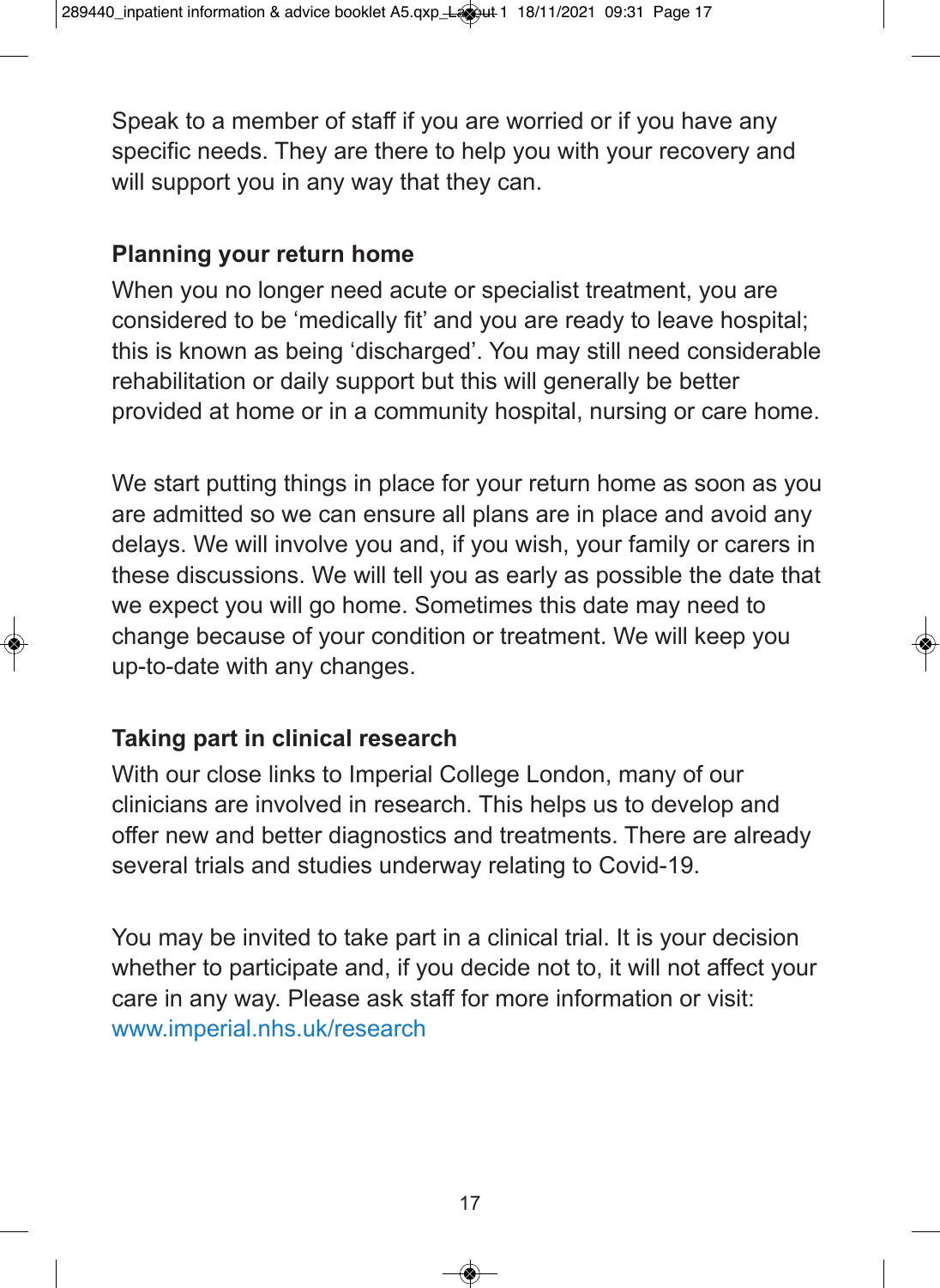Speak to a member of staff if you are worried or if you have any specific needs. They are there to help you with your recovery and will support you in any way that they can.

## Planning your return home

When you no longer need acute or specialist treatment, you are considered to be 'medically fit' and you are ready to leave hospital; this is known as being 'discharged'. You may still need considerable rehabilitation or daily support but this will generally be better provided at home or in a community hospital, nursing or care home.

We start putting things in place for your return home as soon as you are admitted so we can ensure all plans are in place and avoid any delays. We will involve you and, if you wish, your family or carers in these discussions. We will tell you as early as possible the date that we expect you will go home. Sometimes this date may need to change because of your condition or treatment. We will keep you up-to-date with any changes.

## Taking part in clinical research

With our close links to Imperial College London, many of our clinicians are involved in research. This helps us to develop and offer new and better diagnostics and treatments. There are already several trials and studies underway relating to Covid-19.

You may be invited to take part in a clinical trial. It is your decision whether to participate and, if you decide not to, it will not affect your care in any way. Please ask staff for more information or visit: www.imperial.nhs.uk/research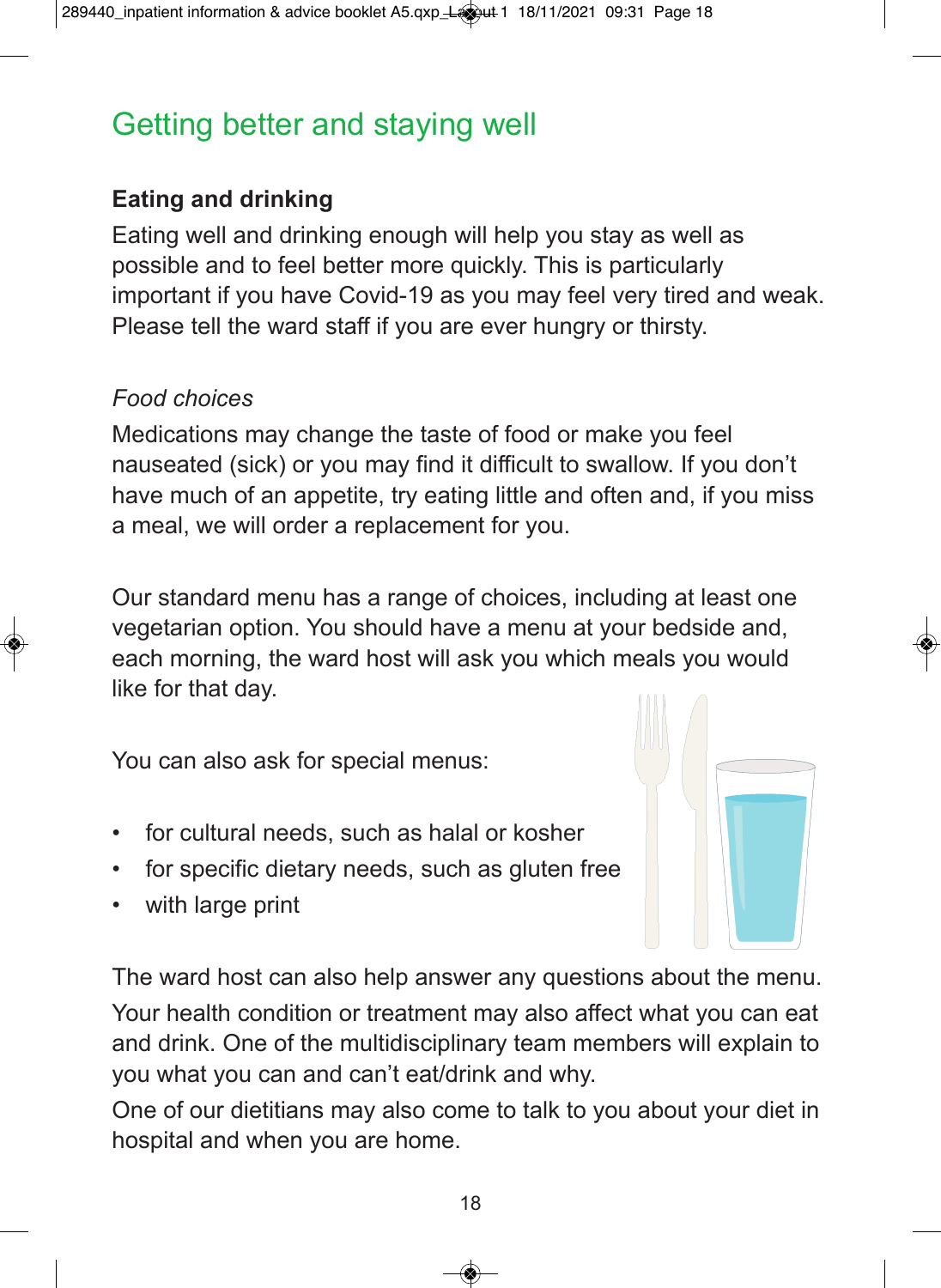# Getting better and staying well

## Eating and drinking

Eating well and drinking enough will help you stay as well as possible and to feel better more quickly. This is particularly important if you have Covid-19 as you may feel very tired and weak. Please tell the ward staff if you are ever hungry or thirsty.

### *Food choices*

Medications may change the taste of food or make you feel nauseated (sick) or you may find it difficult to swallow. If you don't have much of an appetite, try eating little and often and, if you miss a meal, we will order a replacement for you.

Our standard menu has a range of choices, including at least one vegetarian option. You should have a menu at your bedside and, each morning, the ward host will ask you which meals you would like for that day.

You can also ask for special menus:

- for cultural needs, such as halal or kosher
- for specific dietary needs, such as gluten free
- with large print

The ward host can also help answer any questions about the menu.
Your health condition or treatment may also affect what you can eat and drink. One of the multidisciplinary team members will explain to you what you can and can't eat/drink and why.
One of our dietitians may also come to talk to you about your diet in hospital and when you are home.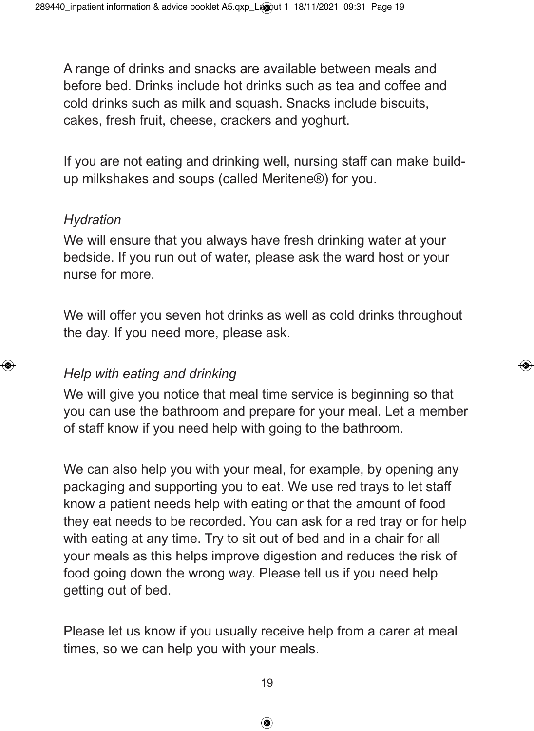A range of drinks and snacks are available between meals and before bed. Drinks include hot drinks such as tea and coffee and cold drinks such as milk and squash. Snacks include biscuits, cakes, fresh fruit, cheese, crackers and yoghurt.

If you are not eating and drinking well, nursing staff can make build-up milkshakes and soups (called Meritene®) for you.

*Hydration*

We will ensure that you always have fresh drinking water at your bedside. If you run out of water, please ask the ward host or your nurse for more.

We will offer you seven hot drinks as well as cold drinks throughout the day. If you need more, please ask.

*Help with eating and drinking*

We will give you notice that meal time service is beginning so that you can use the bathroom and prepare for your meal. Let a member of staff know if you need help with going to the bathroom.

We can also help you with your meal, for example, by opening any packaging and supporting you to eat. We use red trays to let staff know a patient needs help with eating or that the amount of food they eat needs to be recorded. You can ask for a red tray or for help with eating at any time. Try to sit out of bed and in a chair for all your meals as this helps improve digestion and reduces the risk of food going down the wrong way. Please tell us if you need help getting out of bed.

Please let us know if you usually receive help from a carer at meal times, so we can help you with your meals.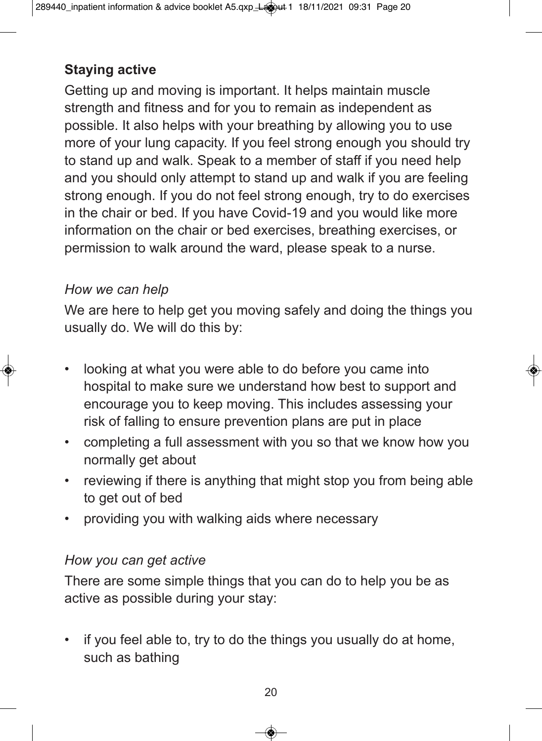## Staying active

Getting up and moving is important. It helps maintain muscle strength and fitness and for you to remain as independent as possible. It also helps with your breathing by allowing you to use more of your lung capacity. If you feel strong enough you should try to stand up and walk. Speak to a member of staff if you need help and you should only attempt to stand up and walk if you are feeling strong enough. If you do not feel strong enough, try to do exercises in the chair or bed. If you have Covid-19 and you would like more information on the chair or bed exercises, breathing exercises, or permission to walk around the ward, please speak to a nurse.

*How we can help*

We are here to help get you moving safely and doing the things you usually do. We will do this by:

- looking at what you were able to do before you came into hospital to make sure we understand how best to support and encourage you to keep moving. This includes assessing your risk of falling to ensure prevention plans are put in place
- completing a full assessment with you so that we know how you normally get about
- reviewing if there is anything that might stop you from being able to get out of bed
- providing you with walking aids where necessary

*How you can get active*

There are some simple things that you can do to help you be as active as possible during your stay:

- if you feel able to, try to do the things you usually do at home, such as bathing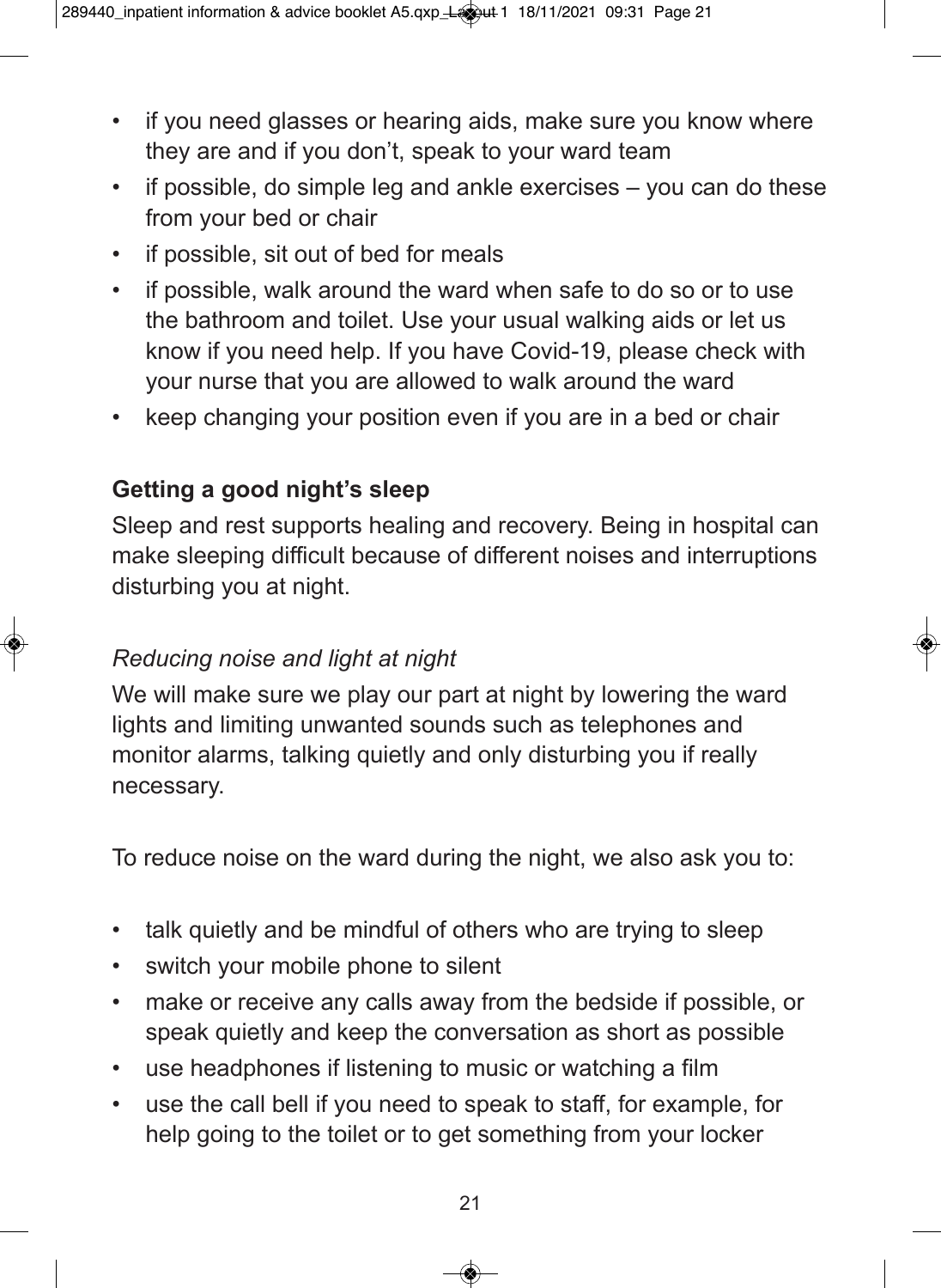- if you need glasses or hearing aids, make sure you know where they are and if you don't, speak to your ward team
- if possible, do simple leg and ankle exercises – you can do these from your bed or chair
- if possible, sit out of bed for meals
- if possible, walk around the ward when safe to do so or to use the bathroom and toilet. Use your usual walking aids or let us know if you need help. If you have Covid-19, please check with your nurse that you are allowed to walk around the ward
- keep changing your position even if you are in a bed or chair

## Getting a good night's sleep

Sleep and rest supports healing and recovery. Being in hospital can make sleeping difficult because of different noises and interruptions disturbing you at night.

### *Reducing noise and light at night*

We will make sure we play our part at night by lowering the ward lights and limiting unwanted sounds such as telephones and monitor alarms, talking quietly and only disturbing you if really necessary.

To reduce noise on the ward during the night, we also ask you to:

- talk quietly and be mindful of others who are trying to sleep
- switch your mobile phone to silent
- make or receive any calls away from the bedside if possible, or speak quietly and keep the conversation as short as possible
- use headphones if listening to music or watching a film
- use the call bell if you need to speak to staff, for example, for help going to the toilet or to get something from your locker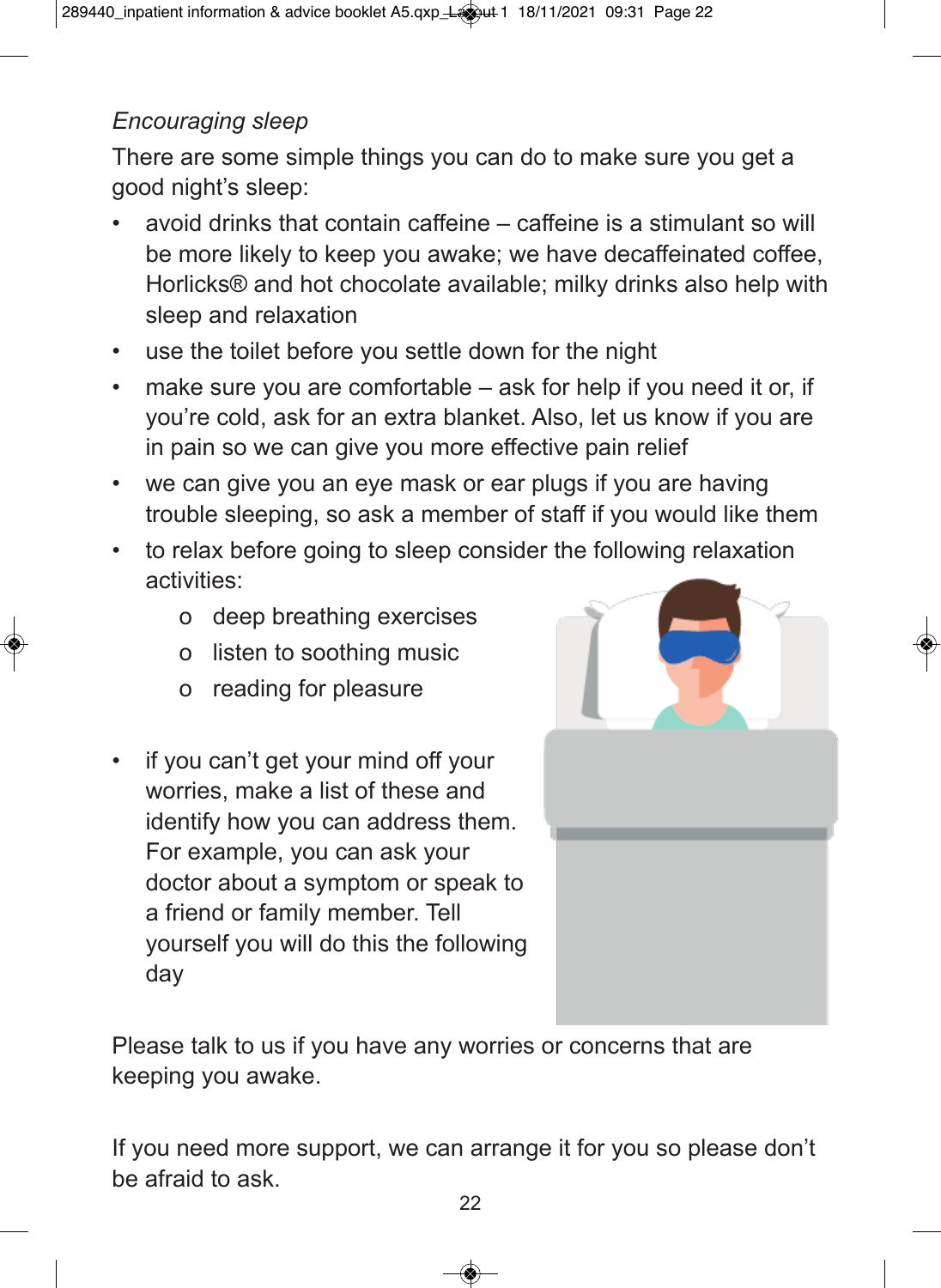*Encouraging sleep*

There are some simple things you can do to make sure you get a good night's sleep:

- avoid drinks that contain caffeine – caffeine is a stimulant so will be more likely to keep you awake; we have decaffeinated coffee, Horlicks® and hot chocolate available; milky drinks also help with sleep and relaxation
- use the toilet before you settle down for the night
- make sure you are comfortable – ask for help if you need it or, if you're cold, ask for an extra blanket. Also, let us know if you are in pain so we can give you more effective pain relief
- we can give you an eye mask or ear plugs if you are having trouble sleeping, so ask a member of staff if you would like them
- to relax before going to sleep consider the following relaxation activities:
  - deep breathing exercises
  - listen to soothing music
  - reading for pleasure
- if you can't get your mind off your worries, make a list of these and identify how you can address them. For example, you can ask your doctor about a symptom or speak to a friend or family member. Tell yourself you will do this the following day

Please talk to us if you have any worries or concerns that are keeping you awake.

If you need more support, we can arrange it for you so please don't be afraid to ask.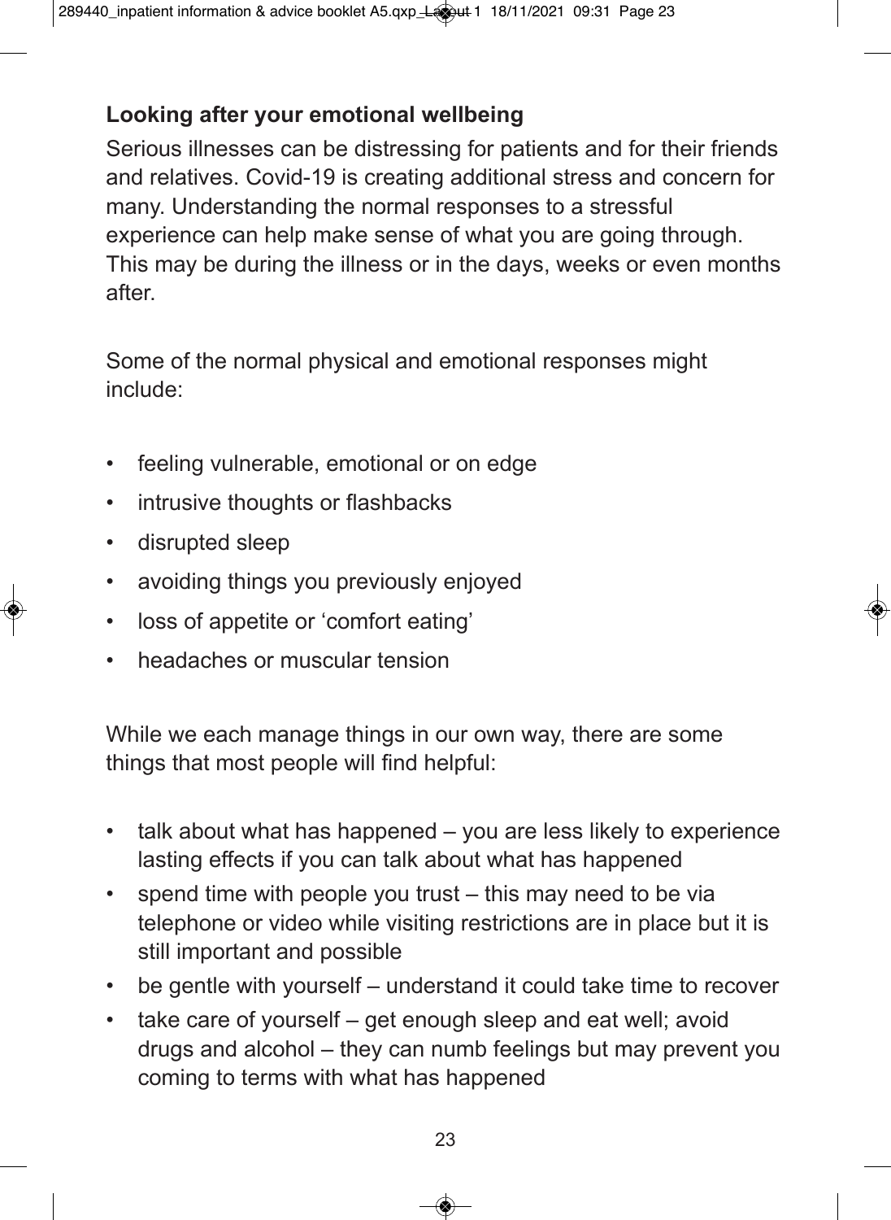**Looking after your emotional wellbeing**

Serious illnesses can be distressing for patients and for their friends and relatives. Covid-19 is creating additional stress and concern for many. Understanding the normal responses to a stressful experience can help make sense of what you are going through. This may be during the illness or in the days, weeks or even months after.

Some of the normal physical and emotional responses might include:

- feeling vulnerable, emotional or on edge
- intrusive thoughts or flashbacks
- disrupted sleep
- avoiding things you previously enjoyed
- loss of appetite or 'comfort eating'
- headaches or muscular tension

While we each manage things in our own way, there are some things that most people will find helpful:

- talk about what has happened – you are less likely to experience lasting effects if you can talk about what has happened
- spend time with people you trust – this may need to be via telephone or video while visiting restrictions are in place but it is still important and possible
- be gentle with yourself – understand it could take time to recover
- take care of yourself – get enough sleep and eat well; avoid drugs and alcohol – they can numb feelings but may prevent you coming to terms with what has happened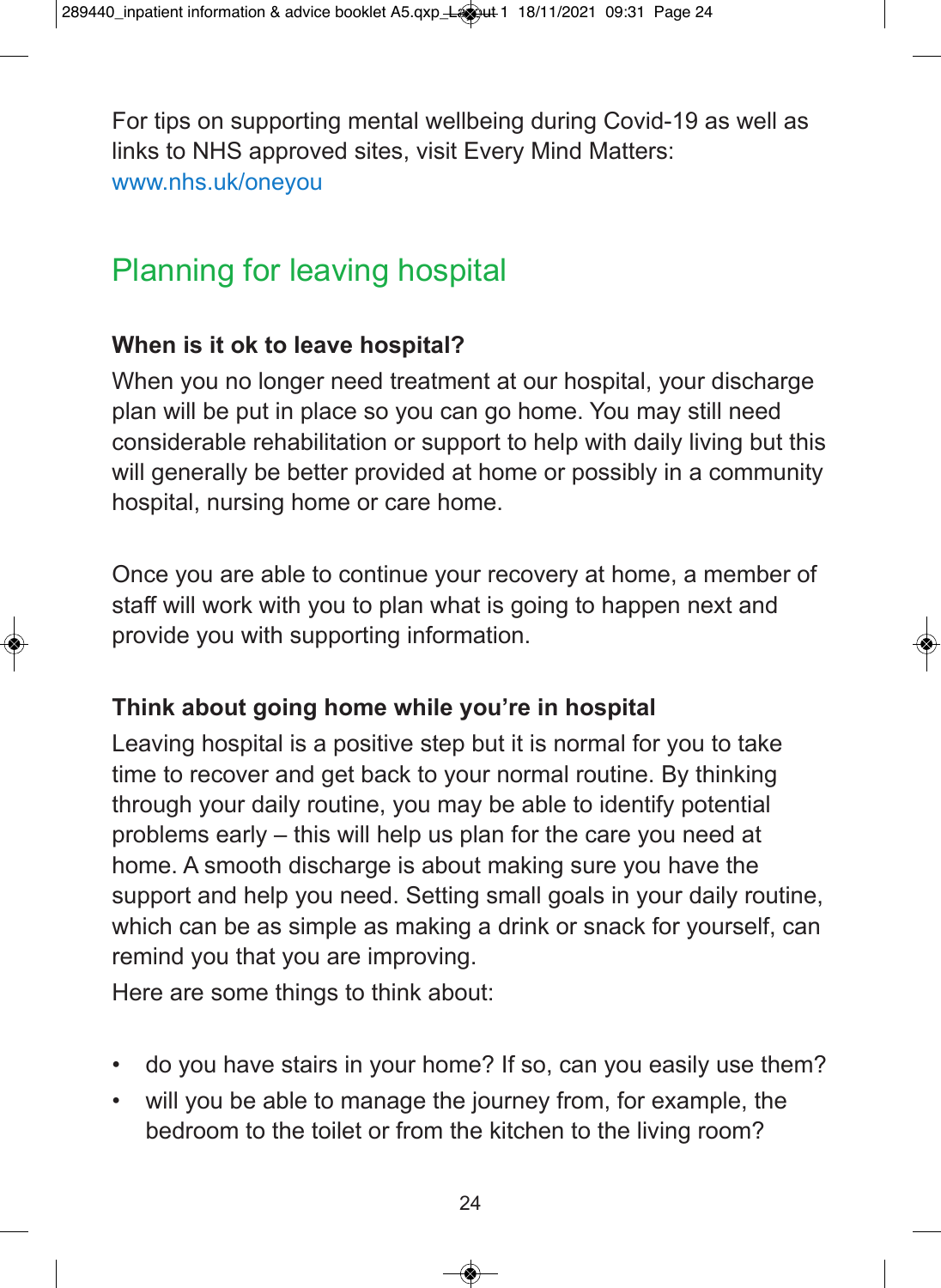For tips on supporting mental wellbeing during Covid-19 as well as links to NHS approved sites, visit Every Mind Matters: www.nhs.uk/oneyou

## Planning for leaving hospital

**When is it ok to leave hospital?**

When you no longer need treatment at our hospital, your discharge plan will be put in place so you can go home. You may still need considerable rehabilitation or support to help with daily living but this will generally be better provided at home or possibly in a community hospital, nursing home or care home.

Once you are able to continue your recovery at home, a member of staff will work with you to plan what is going to happen next and provide you with supporting information.

**Think about going home while you're in hospital**

Leaving hospital is a positive step but it is normal for you to take time to recover and get back to your normal routine. By thinking through your daily routine, you may be able to identify potential problems early – this will help us plan for the care you need at home. A smooth discharge is about making sure you have the support and help you need. Setting small goals in your daily routine, which can be as simple as making a drink or snack for yourself, can remind you that you are improving.

Here are some things to think about:

- do you have stairs in your home? If so, can you easily use them?
- will you be able to manage the journey from, for example, the bedroom to the toilet or from the kitchen to the living room?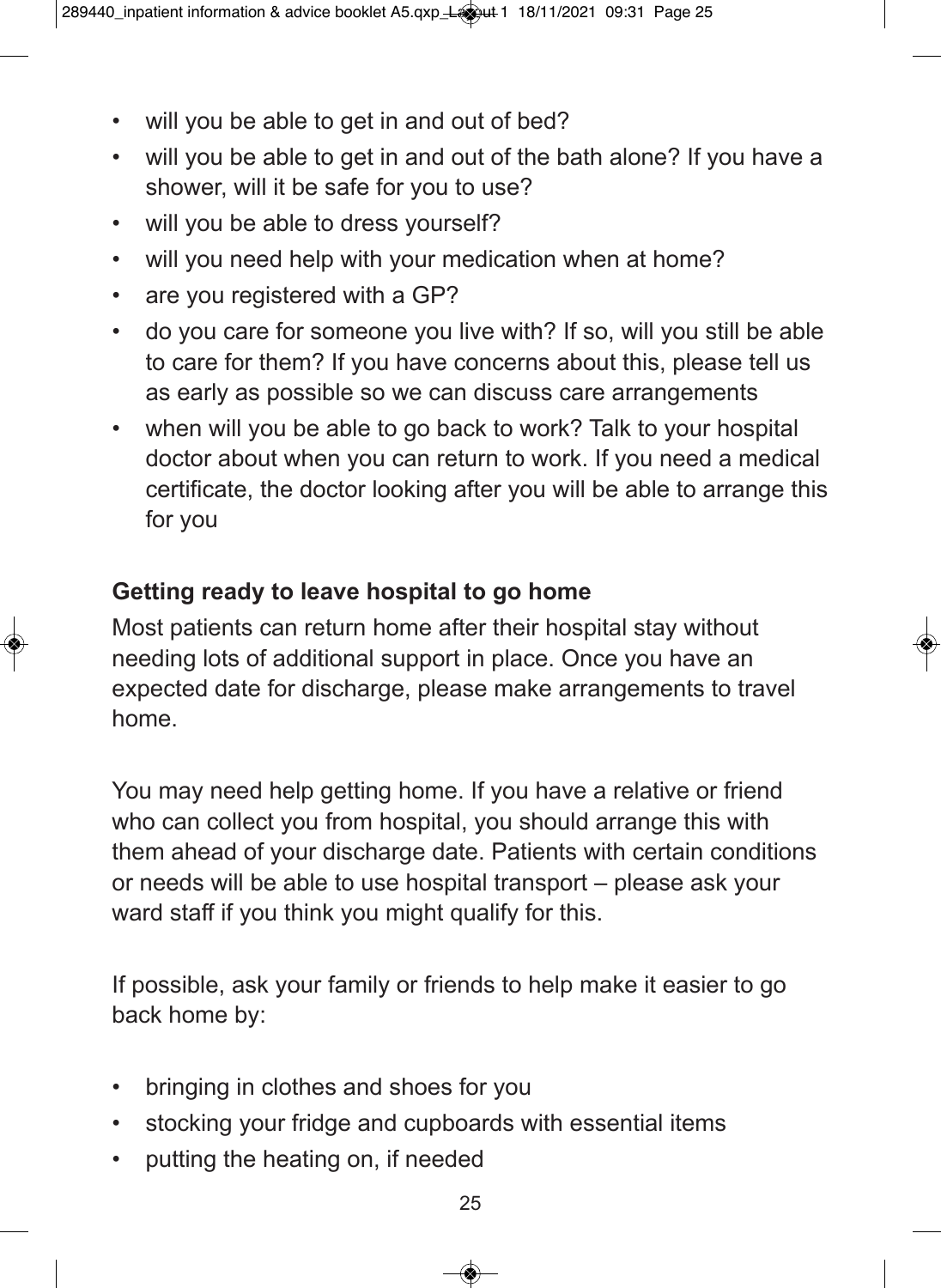- will you be able to get in and out of bed?
- will you be able to get in and out of the bath alone? If you have a shower, will it be safe for you to use?
- will you be able to dress yourself?
- will you need help with your medication when at home?
- are you registered with a GP?
- do you care for someone you live with? If so, will you still be able to care for them? If you have concerns about this, please tell us as early as possible so we can discuss care arrangements
- when will you be able to go back to work? Talk to your hospital doctor about when you can return to work. If you need a medical certificate, the doctor looking after you will be able to arrange this for you

## Getting ready to leave hospital to go home

Most patients can return home after their hospital stay without needing lots of additional support in place. Once you have an expected date for discharge, please make arrangements to travel home.

You may need help getting home. If you have a relative or friend who can collect you from hospital, you should arrange this with them ahead of your discharge date. Patients with certain conditions or needs will be able to use hospital transport – please ask your ward staff if you think you might qualify for this.

If possible, ask your family or friends to help make it easier to go back home by:

- bringing in clothes and shoes for you
- stocking your fridge and cupboards with essential items
- putting the heating on, if needed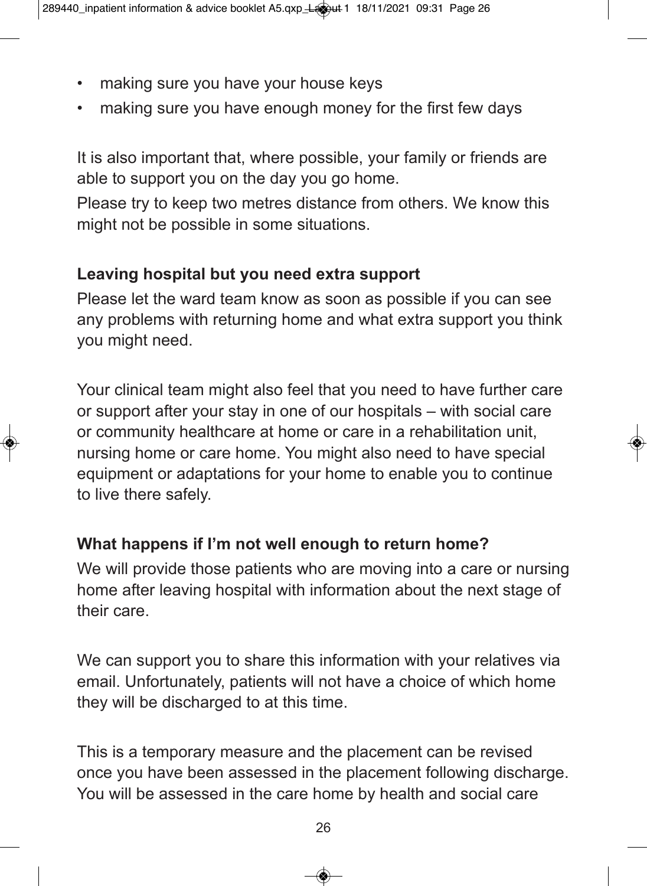- making sure you have your house keys
- making sure you have enough money for the first few days

It is also important that, where possible, your family or friends are able to support you on the day you go home.

Please try to keep two metres distance from others. We know this might not be possible in some situations.

### Leaving hospital but you need extra support

Please let the ward team know as soon as possible if you can see any problems with returning home and what extra support you think you might need.

Your clinical team might also feel that you need to have further care or support after your stay in one of our hospitals – with social care or community healthcare at home or care in a rehabilitation unit, nursing home or care home. You might also need to have special equipment or adaptations for your home to enable you to continue to live there safely.

### What happens if I'm not well enough to return home?

We will provide those patients who are moving into a care or nursing home after leaving hospital with information about the next stage of their care.

We can support you to share this information with your relatives via email. Unfortunately, patients will not have a choice of which home they will be discharged to at this time.

This is a temporary measure and the placement can be revised once you have been assessed in the placement following discharge. You will be assessed in the care home by health and social care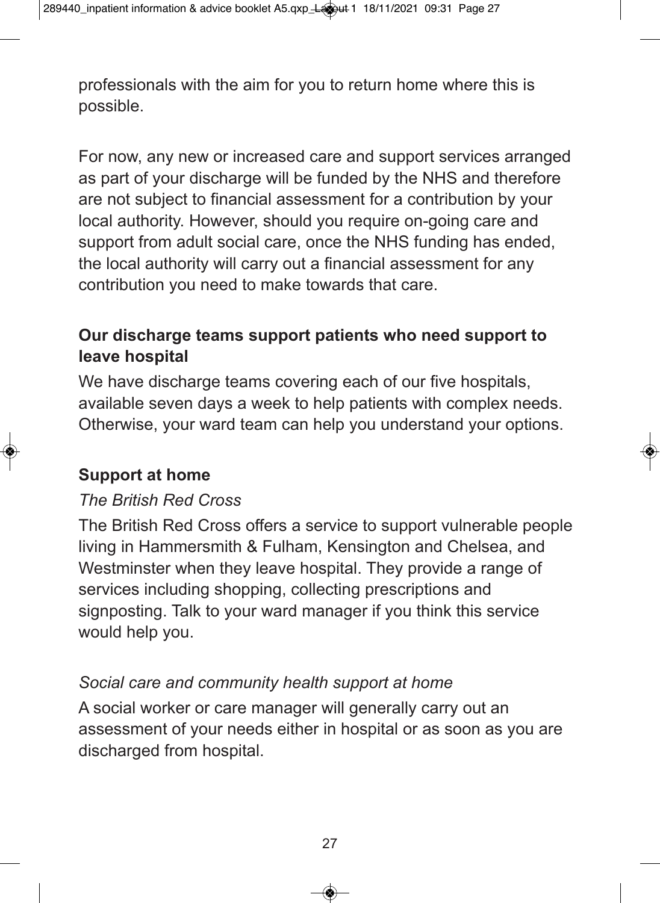professionals with the aim for you to return home where this is possible.

For now, any new or increased care and support services arranged as part of your discharge will be funded by the NHS and therefore are not subject to financial assessment for a contribution by your local authority. However, should you require on-going care and support from adult social care, once the NHS funding has ended, the local authority will carry out a financial assessment for any contribution you need to make towards that care.

**Our discharge teams support patients who need support to leave hospital**

We have discharge teams covering each of our five hospitals, available seven days a week to help patients with complex needs. Otherwise, your ward team can help you understand your options.

**Support at home**

*The British Red Cross*

The British Red Cross offers a service to support vulnerable people living in Hammersmith & Fulham, Kensington and Chelsea, and Westminster when they leave hospital. They provide a range of services including shopping, collecting prescriptions and signposting. Talk to your ward manager if you think this service would help you.

*Social care and community health support at home*

A social worker or care manager will generally carry out an assessment of your needs either in hospital or as soon as you are discharged from hospital.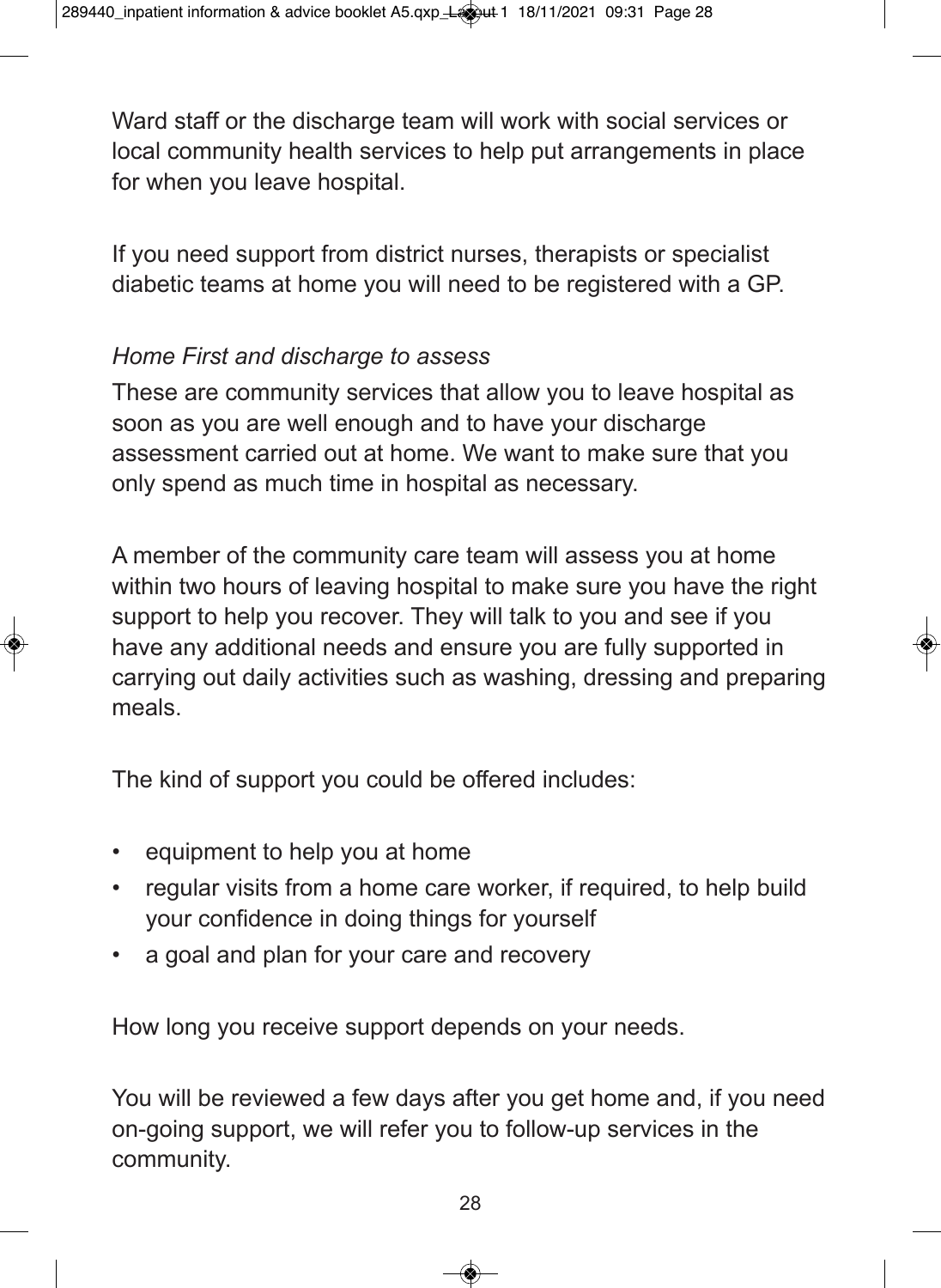Ward staff or the discharge team will work with social services or local community health services to help put arrangements in place for when you leave hospital.

If you need support from district nurses, therapists or specialist diabetic teams at home you will need to be registered with a GP.

*Home First and discharge to assess*

These are community services that allow you to leave hospital as soon as you are well enough and to have your discharge assessment carried out at home. We want to make sure that you only spend as much time in hospital as necessary.

A member of the community care team will assess you at home within two hours of leaving hospital to make sure you have the right support to help you recover. They will talk to you and see if you have any additional needs and ensure you are fully supported in carrying out daily activities such as washing, dressing and preparing meals.

The kind of support you could be offered includes:

- equipment to help you at home
- regular visits from a home care worker, if required, to help build your confidence in doing things for yourself
- a goal and plan for your care and recovery

How long you receive support depends on your needs.

You will be reviewed a few days after you get home and, if you need on-going support, we will refer you to follow-up services in the community.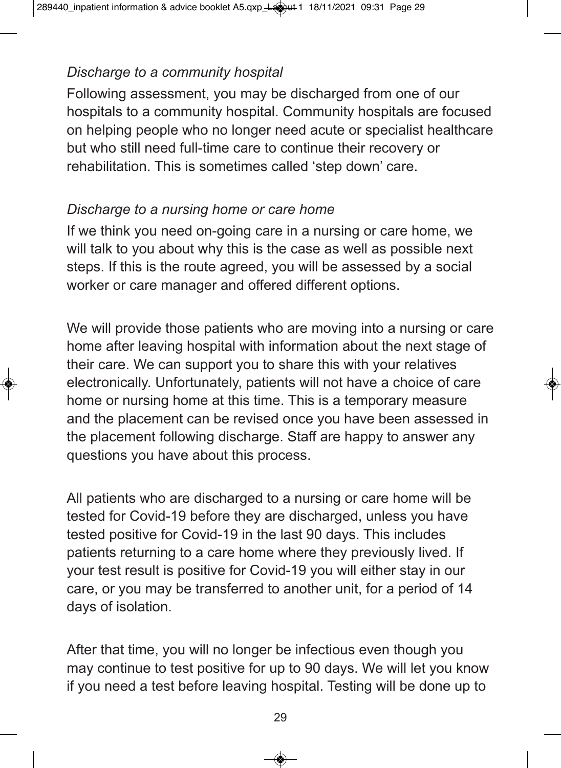*Discharge to a community hospital*

Following assessment, you may be discharged from one of our hospitals to a community hospital. Community hospitals are focused on helping people who no longer need acute or specialist healthcare but who still need full-time care to continue their recovery or rehabilitation. This is sometimes called 'step down' care.

*Discharge to a nursing home or care home*

If we think you need on-going care in a nursing or care home, we will talk to you about why this is the case as well as possible next steps. If this is the route agreed, you will be assessed by a social worker or care manager and offered different options.

We will provide those patients who are moving into a nursing or care home after leaving hospital with information about the next stage of their care. We can support you to share this with your relatives electronically. Unfortunately, patients will not have a choice of care home or nursing home at this time. This is a temporary measure and the placement can be revised once you have been assessed in the placement following discharge. Staff are happy to answer any questions you have about this process.

All patients who are discharged to a nursing or care home will be tested for Covid-19 before they are discharged, unless you have tested positive for Covid-19 in the last 90 days. This includes patients returning to a care home where they previously lived. If your test result is positive for Covid-19 you will either stay in our care, or you may be transferred to another unit, for a period of 14 days of isolation.

After that time, you will no longer be infectious even though you may continue to test positive for up to 90 days. We will let you know if you need a test before leaving hospital. Testing will be done up to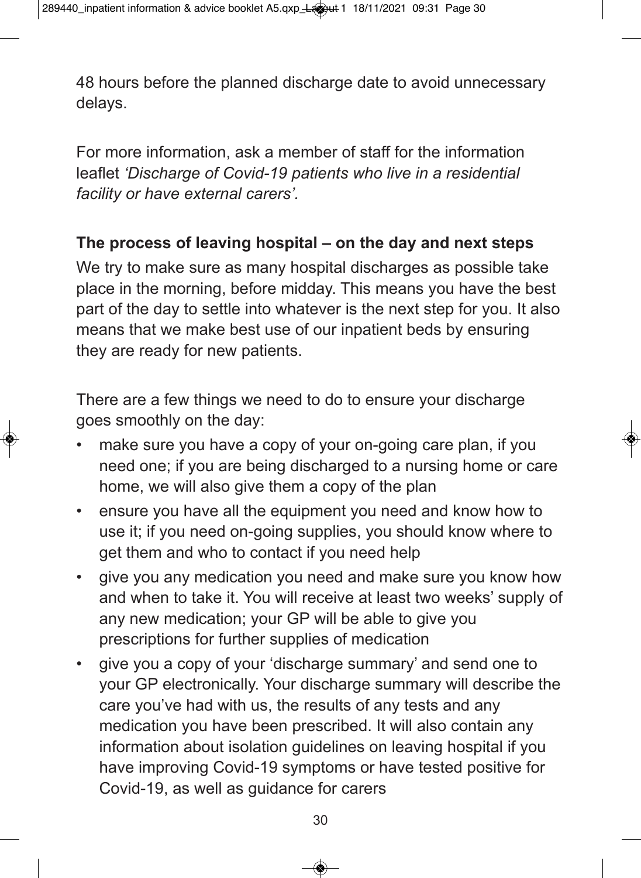48 hours before the planned discharge date to avoid unnecessary delays.

For more information, ask a member of staff for the information leaflet *'Discharge of Covid-19 patients who live in a residential facility or have external carers'.*

**The process of leaving hospital – on the day and next steps**

We try to make sure as many hospital discharges as possible take place in the morning, before midday. This means you have the best part of the day to settle into whatever is the next step for you. It also means that we make best use of our inpatient beds by ensuring they are ready for new patients.

There are a few things we need to do to ensure your discharge goes smoothly on the day:

- make sure you have a copy of your on-going care plan, if you need one; if you are being discharged to a nursing home or care home, we will also give them a copy of the plan
- ensure you have all the equipment you need and know how to use it; if you need on-going supplies, you should know where to get them and who to contact if you need help
- give you any medication you need and make sure you know how and when to take it. You will receive at least two weeks' supply of any new medication; your GP will be able to give you prescriptions for further supplies of medication
- give you a copy of your 'discharge summary' and send one to your GP electronically. Your discharge summary will describe the care you've had with us, the results of any tests and any medication you have been prescribed. It will also contain any information about isolation guidelines on leaving hospital if you have improving Covid-19 symptoms or have tested positive for Covid-19, as well as guidance for carers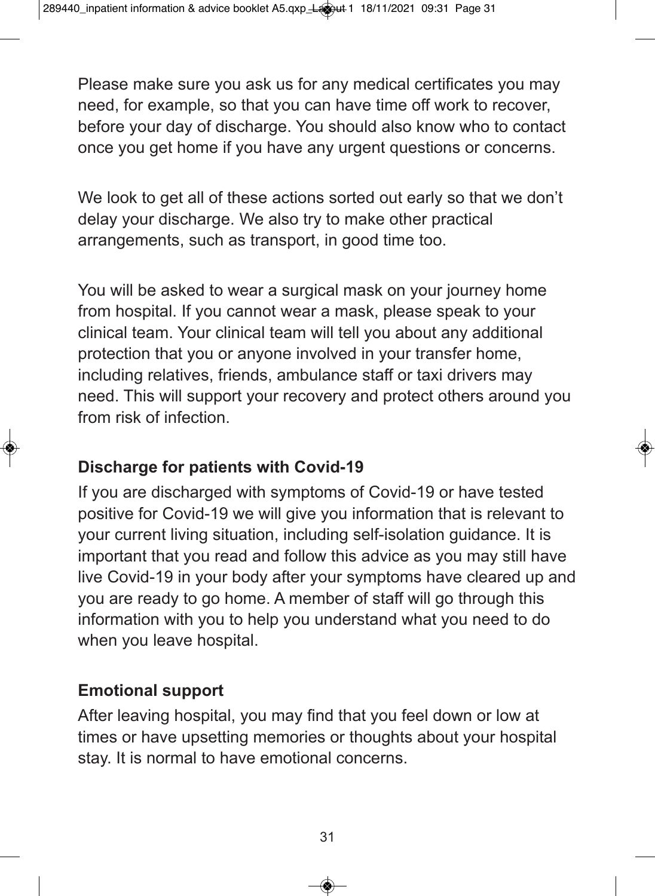Please make sure you ask us for any medical certificates you may need, for example, so that you can have time off work to recover, before your day of discharge. You should also know who to contact once you get home if you have any urgent questions or concerns.

We look to get all of these actions sorted out early so that we don't delay your discharge. We also try to make other practical arrangements, such as transport, in good time too.

You will be asked to wear a surgical mask on your journey home from hospital. If you cannot wear a mask, please speak to your clinical team. Your clinical team will tell you about any additional protection that you or anyone involved in your transfer home, including relatives, friends, ambulance staff or taxi drivers may need. This will support your recovery and protect others around you from risk of infection.

### Discharge for patients with Covid-19

If you are discharged with symptoms of Covid-19 or have tested positive for Covid-19 we will give you information that is relevant to your current living situation, including self-isolation guidance. It is important that you read and follow this advice as you may still have live Covid-19 in your body after your symptoms have cleared up and you are ready to go home. A member of staff will go through this information with you to help you understand what you need to do when you leave hospital.

### Emotional support

After leaving hospital, you may find that you feel down or low at times or have upsetting memories or thoughts about your hospital stay. It is normal to have emotional concerns.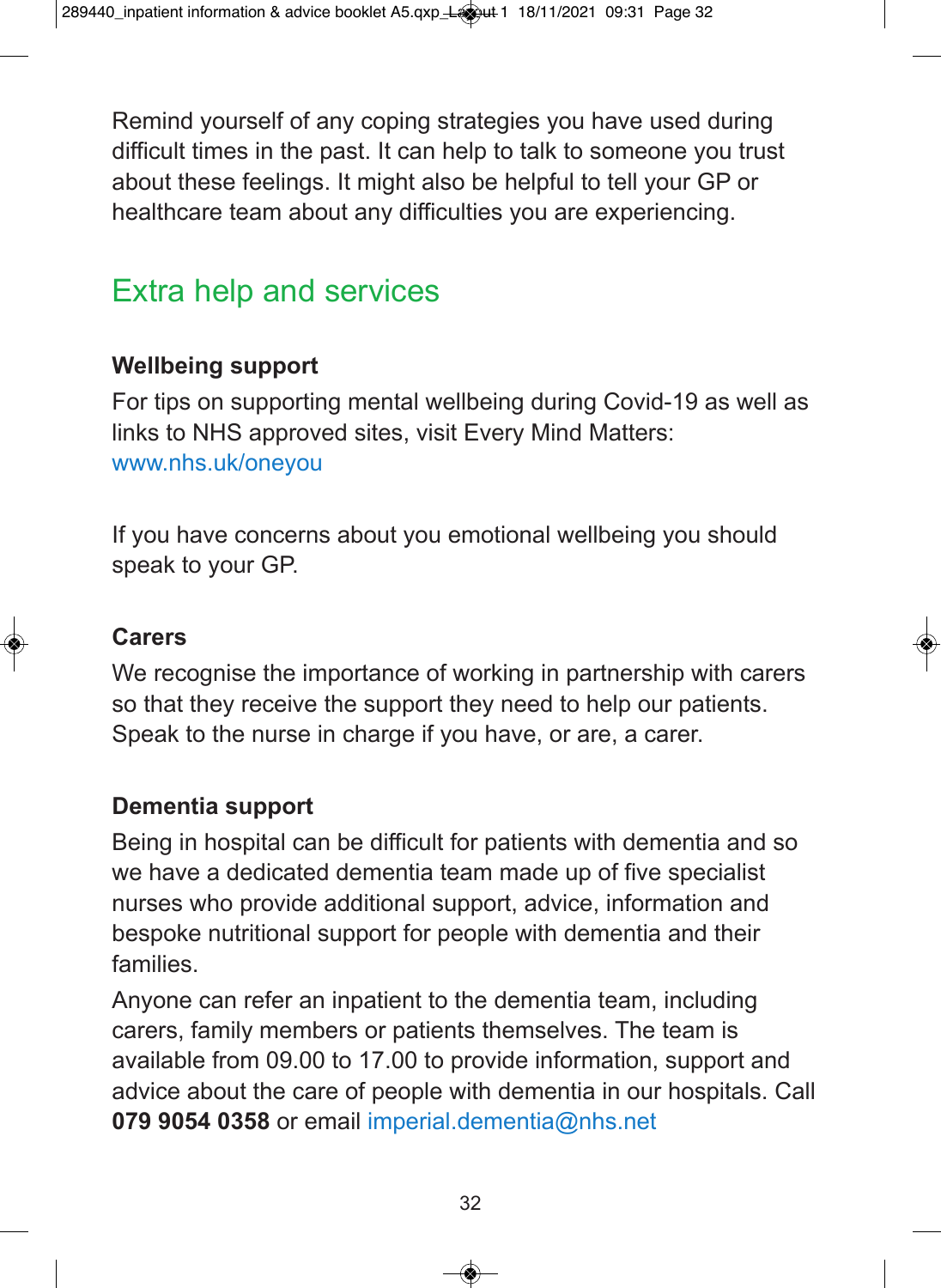Remind yourself of any coping strategies you have used during difficult times in the past. It can help to talk to someone you trust about these feelings. It might also be helpful to tell your GP or healthcare team about any difficulties you are experiencing.

## Extra help and services

### Wellbeing support

For tips on supporting mental wellbeing during Covid-19 as well as links to NHS approved sites, visit Every Mind Matters: www.nhs.uk/oneyou

If you have concerns about you emotional wellbeing you should speak to your GP.

### Carers

We recognise the importance of working in partnership with carers so that they receive the support they need to help our patients. Speak to the nurse in charge if you have, or are, a carer.

### Dementia support

Being in hospital can be difficult for patients with dementia and so we have a dedicated dementia team made up of five specialist nurses who provide additional support, advice, information and bespoke nutritional support for people with dementia and their families.

Anyone can refer an inpatient to the dementia team, including carers, family members or patients themselves. The team is available from 09.00 to 17.00 to provide information, support and advice about the care of people with dementia in our hospitals. Call **079 9054 0358** or email imperial.dementia@nhs.net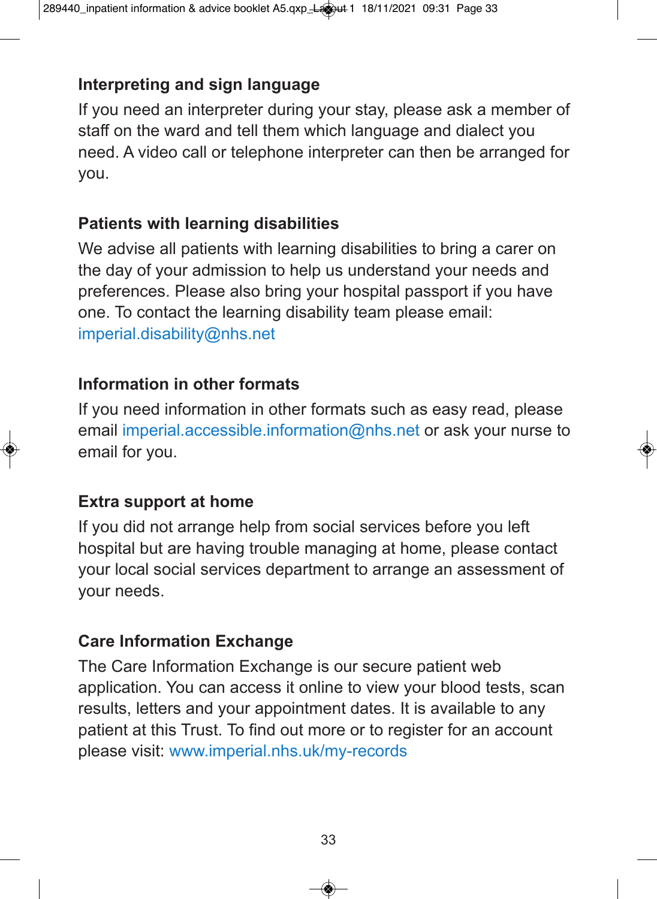## Interpreting and sign language

If you need an interpreter during your stay, please ask a member of staff on the ward and tell them which language and dialect you need. A video call or telephone interpreter can then be arranged for you.

## Patients with learning disabilities

We advise all patients with learning disabilities to bring a carer on the day of your admission to help us understand your needs and preferences. Please also bring your hospital passport if you have one. To contact the learning disability team please email: imperial.disability@nhs.net

## Information in other formats

If you need information in other formats such as easy read, please email imperial.accessible.information@nhs.net or ask your nurse to email for you.

## Extra support at home

If you did not arrange help from social services before you left hospital but are having trouble managing at home, please contact your local social services department to arrange an assessment of your needs.

## Care Information Exchange

The Care Information Exchange is our secure patient web application. You can access it online to view your blood tests, scan results, letters and your appointment dates. It is available to any patient at this Trust. To find out more or to register for an account please visit: www.imperial.nhs.uk/my-records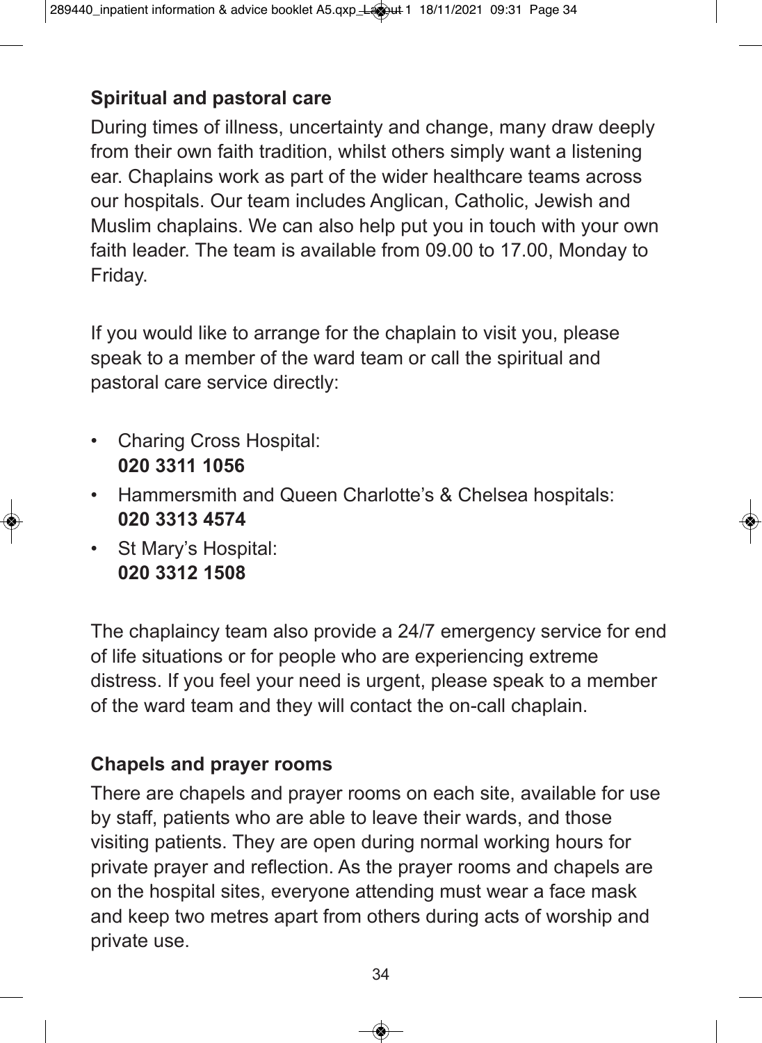## Spiritual and pastoral care

During times of illness, uncertainty and change, many draw deeply from their own faith tradition, whilst others simply want a listening ear. Chaplains work as part of the wider healthcare teams across our hospitals. Our team includes Anglican, Catholic, Jewish and Muslim chaplains. We can also help put you in touch with your own faith leader. The team is available from 09.00 to 17.00, Monday to Friday.

If you would like to arrange for the chaplain to visit you, please speak to a member of the ward team or call the spiritual and pastoral care service directly:

- Charing Cross Hospital: **020 3311 1056**
- Hammersmith and Queen Charlotte's & Chelsea hospitals: **020 3313 4574**
- St Mary's Hospital: **020 3312 1508**

The chaplaincy team also provide a 24/7 emergency service for end of life situations or for people who are experiencing extreme distress. If you feel your need is urgent, please speak to a member of the ward team and they will contact the on-call chaplain.

## Chapels and prayer rooms

There are chapels and prayer rooms on each site, available for use by staff, patients who are able to leave their wards, and those visiting patients. They are open during normal working hours for private prayer and reflection. As the prayer rooms and chapels are on the hospital sites, everyone attending must wear a face mask and keep two metres apart from others during acts of worship and private use.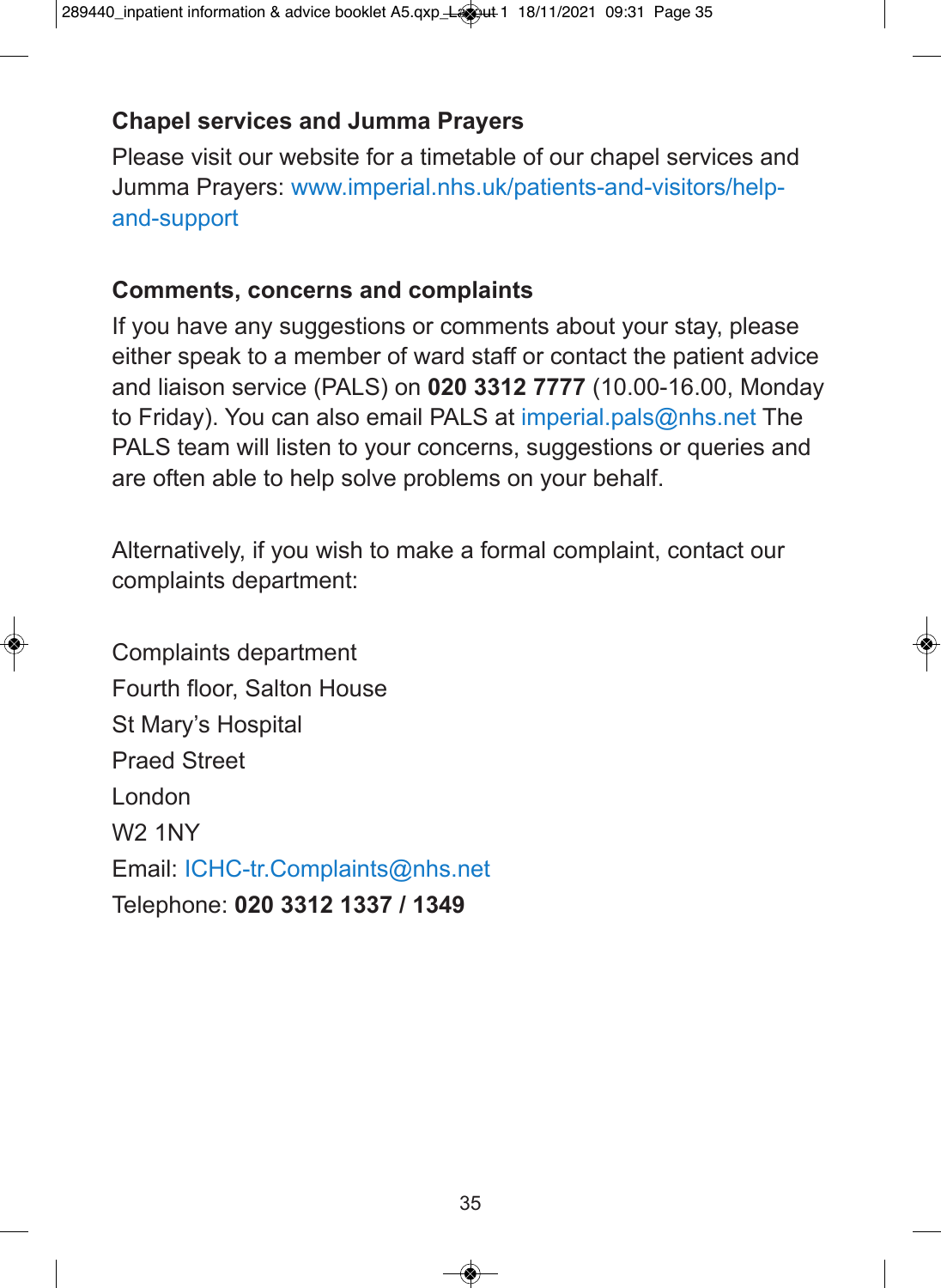## Chapel services and Jumma Prayers

Please visit our website for a timetable of our chapel services and Jumma Prayers: www.imperial.nhs.uk/patients-and-visitors/help-and-support

## Comments, concerns and complaints

If you have any suggestions or comments about your stay, please either speak to a member of ward staff or contact the patient advice and liaison service (PALS) on **020 3312 7777** (10.00-16.00, Monday to Friday). You can also email PALS at imperial.pals@nhs.net The PALS team will listen to your concerns, suggestions or queries and are often able to help solve problems on your behalf.

Alternatively, if you wish to make a formal complaint, contact our complaints department:

Complaints department  
Fourth floor, Salton House  
St Mary's Hospital  
Praed Street  
London  
W2 1NY  
Email: ICHC-tr.Complaints@nhs.net  
Telephone: **020 3312 1337 / 1349**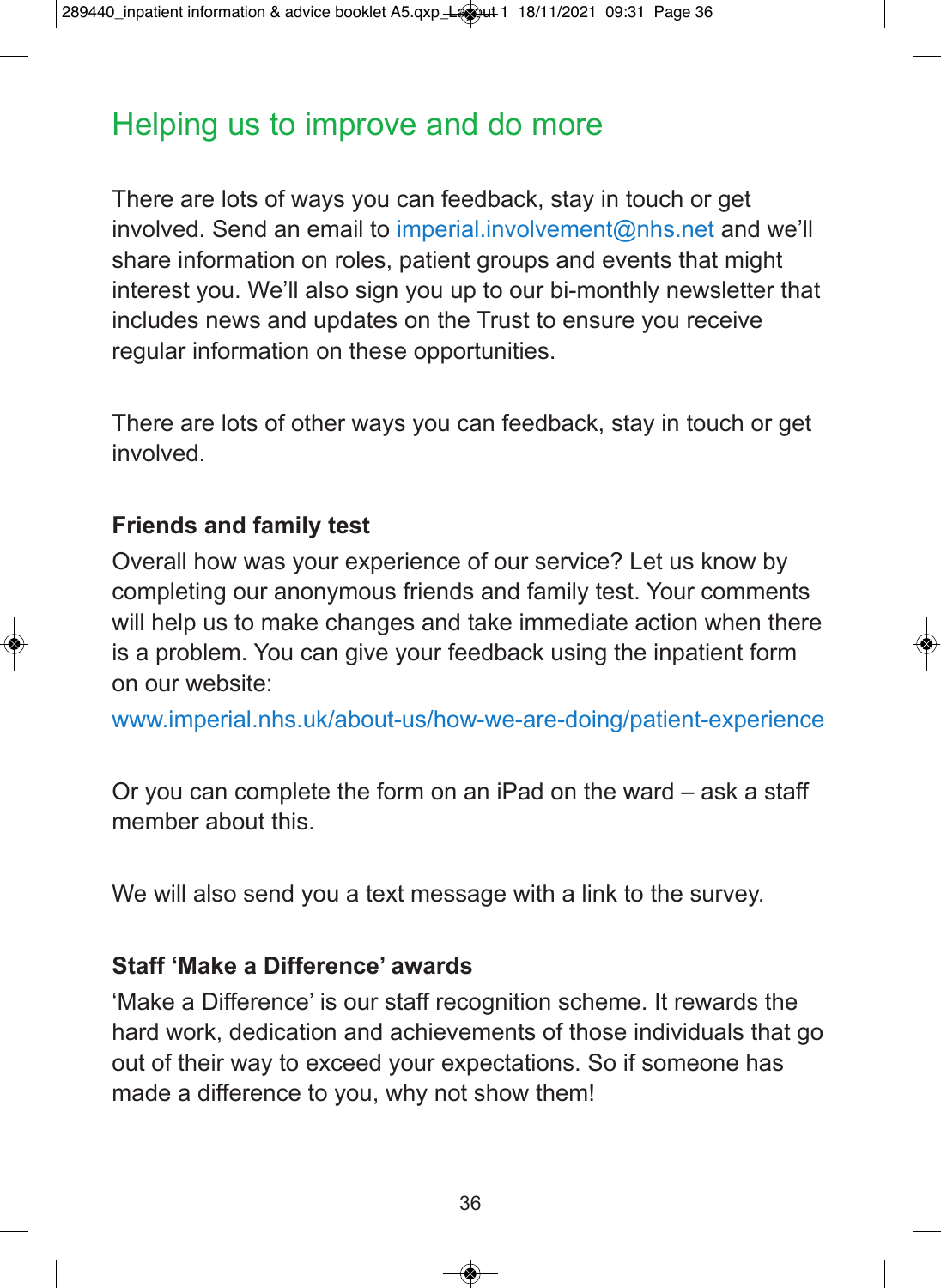## Helping us to improve and do more

There are lots of ways you can feedback, stay in touch or get involved. Send an email to imperial.involvement@nhs.net and we'll share information on roles, patient groups and events that might interest you. We'll also sign you up to our bi-monthly newsletter that includes news and updates on the Trust to ensure you receive regular information on these opportunities.

There are lots of other ways you can feedback, stay in touch or get involved.

**Friends and family test**

Overall how was your experience of our service? Let us know by completing our anonymous friends and family test. Your comments will help us to make changes and take immediate action when there is a problem. You can give your feedback using the inpatient form on our website:

www.imperial.nhs.uk/about-us/how-we-are-doing/patient-experience

Or you can complete the form on an iPad on the ward – ask a staff member about this.

We will also send you a text message with a link to the survey.

**Staff 'Make a Difference' awards**

'Make a Difference' is our staff recognition scheme. It rewards the hard work, dedication and achievements of those individuals that go out of their way to exceed your expectations. So if someone has made a difference to you, why not show them!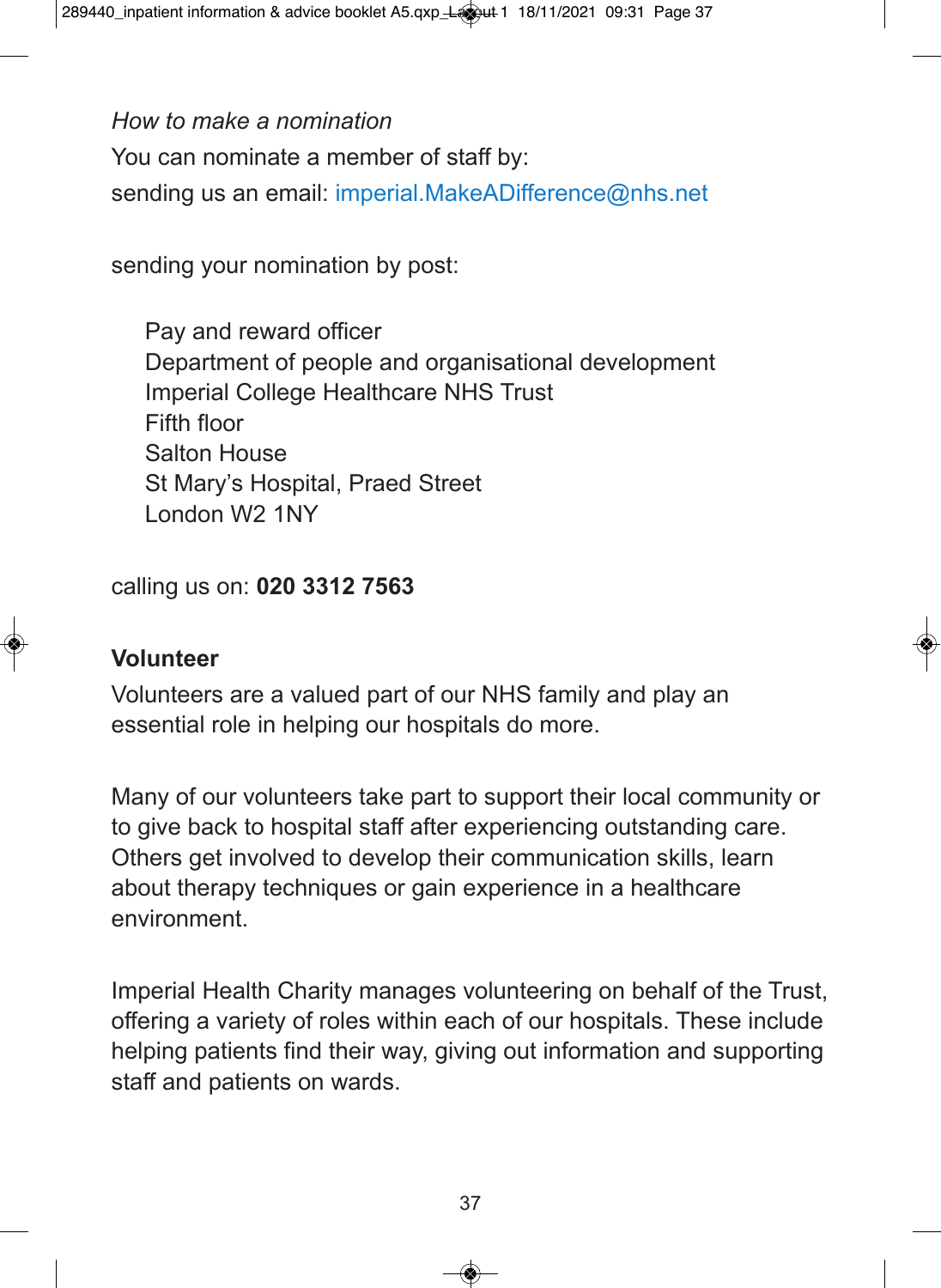*How to make a nomination*

You can nominate a member of staff by:

sending us an email: imperial.MakeADifference@nhs.net

sending your nomination by post:

> Pay and reward officer
> Department of people and organisational development
> Imperial College Healthcare NHS Trust
> Fifth floor
> Salton House
> St Mary's Hospital, Praed Street
> London W2 1NY

calling us on: **020 3312 7563**

## Volunteer

Volunteers are a valued part of our NHS family and play an essential role in helping our hospitals do more.

Many of our volunteers take part to support their local community or to give back to hospital staff after experiencing outstanding care. Others get involved to develop their communication skills, learn about therapy techniques or gain experience in a healthcare environment.

Imperial Health Charity manages volunteering on behalf of the Trust, offering a variety of roles within each of our hospitals. These include helping patients find their way, giving out information and supporting staff and patients on wards.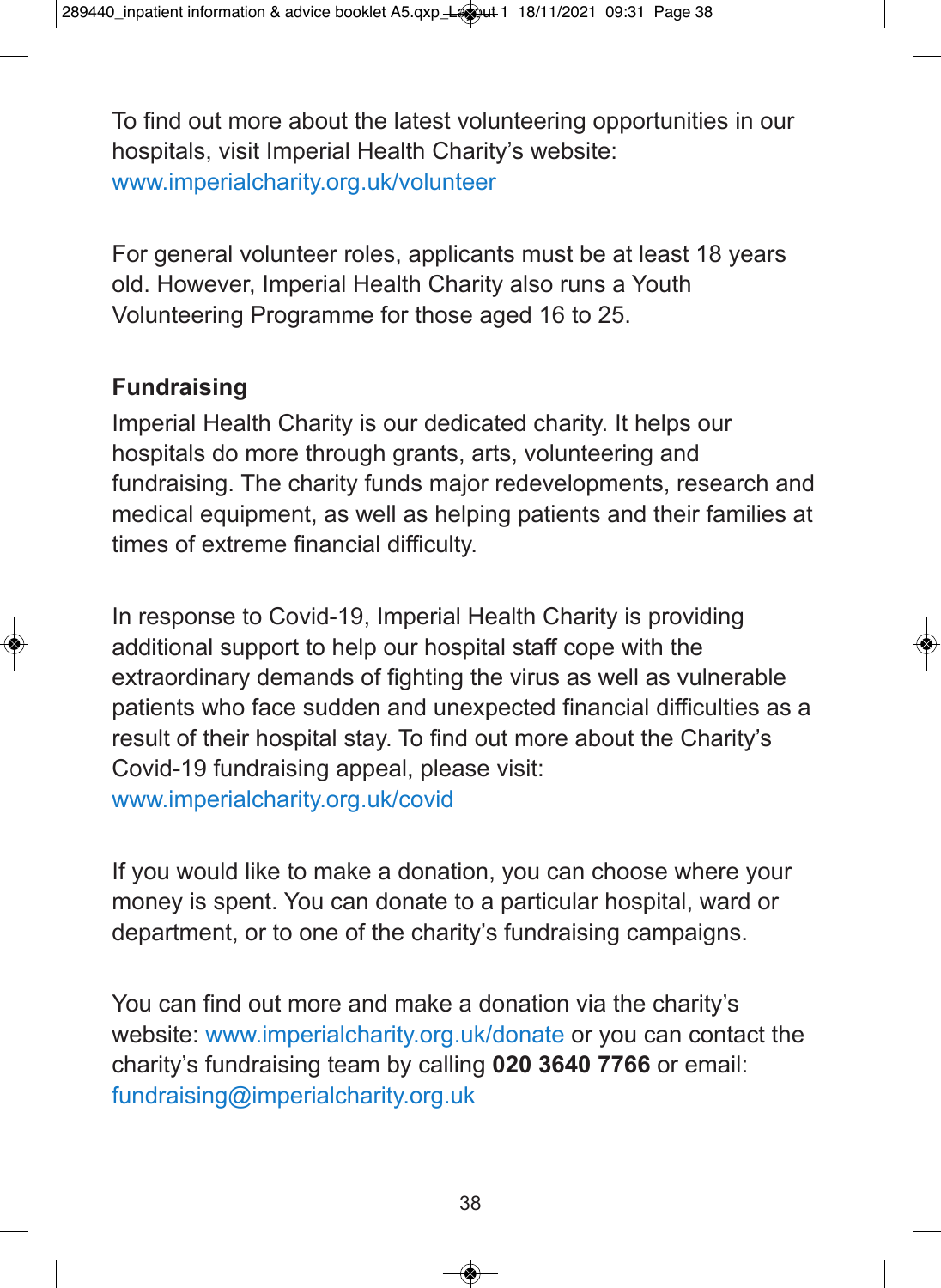To find out more about the latest volunteering opportunities in our hospitals, visit Imperial Health Charity's website: www.imperialcharity.org.uk/volunteer

For general volunteer roles, applicants must be at least 18 years old. However, Imperial Health Charity also runs a Youth Volunteering Programme for those aged 16 to 25.

## Fundraising

Imperial Health Charity is our dedicated charity. It helps our hospitals do more through grants, arts, volunteering and fundraising. The charity funds major redevelopments, research and medical equipment, as well as helping patients and their families at times of extreme financial difficulty.

In response to Covid-19, Imperial Health Charity is providing additional support to help our hospital staff cope with the extraordinary demands of fighting the virus as well as vulnerable patients who face sudden and unexpected financial difficulties as a result of their hospital stay. To find out more about the Charity's Covid-19 fundraising appeal, please visit: www.imperialcharity.org.uk/covid

If you would like to make a donation, you can choose where your money is spent. You can donate to a particular hospital, ward or department, or to one of the charity's fundraising campaigns.

You can find out more and make a donation via the charity's website: www.imperialcharity.org.uk/donate or you can contact the charity's fundraising team by calling **020 3640 7766** or email: fundraising@imperialcharity.org.uk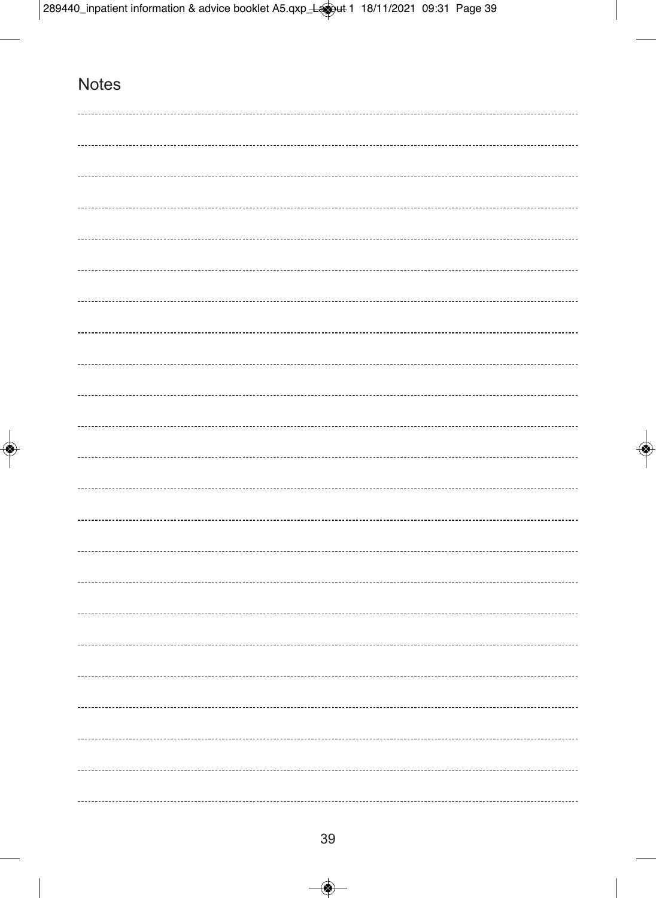# Notes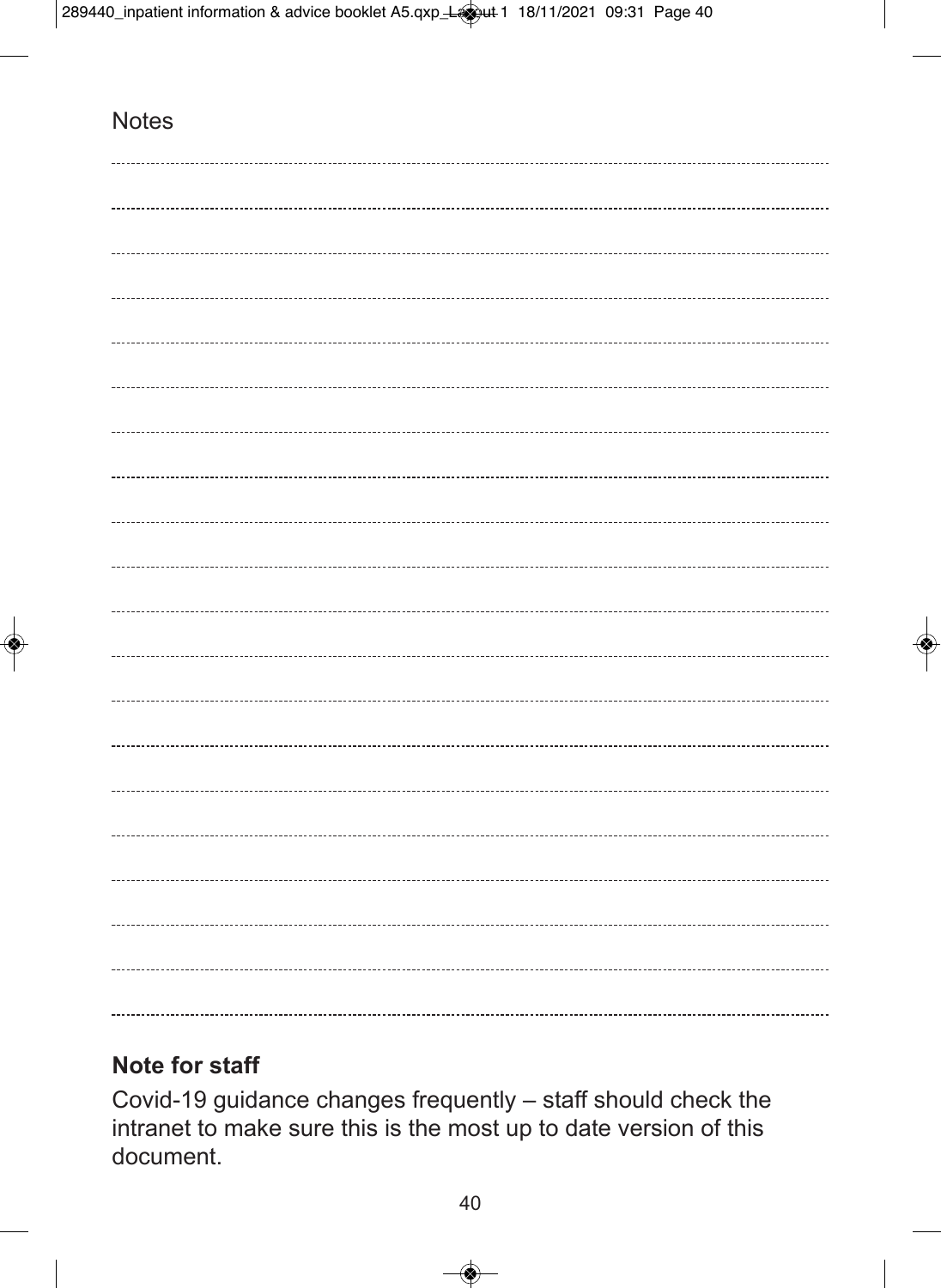Notes

**Note for staff**

Covid-19 guidance changes frequently – staff should check the intranet to make sure this is the most up to date version of this document.